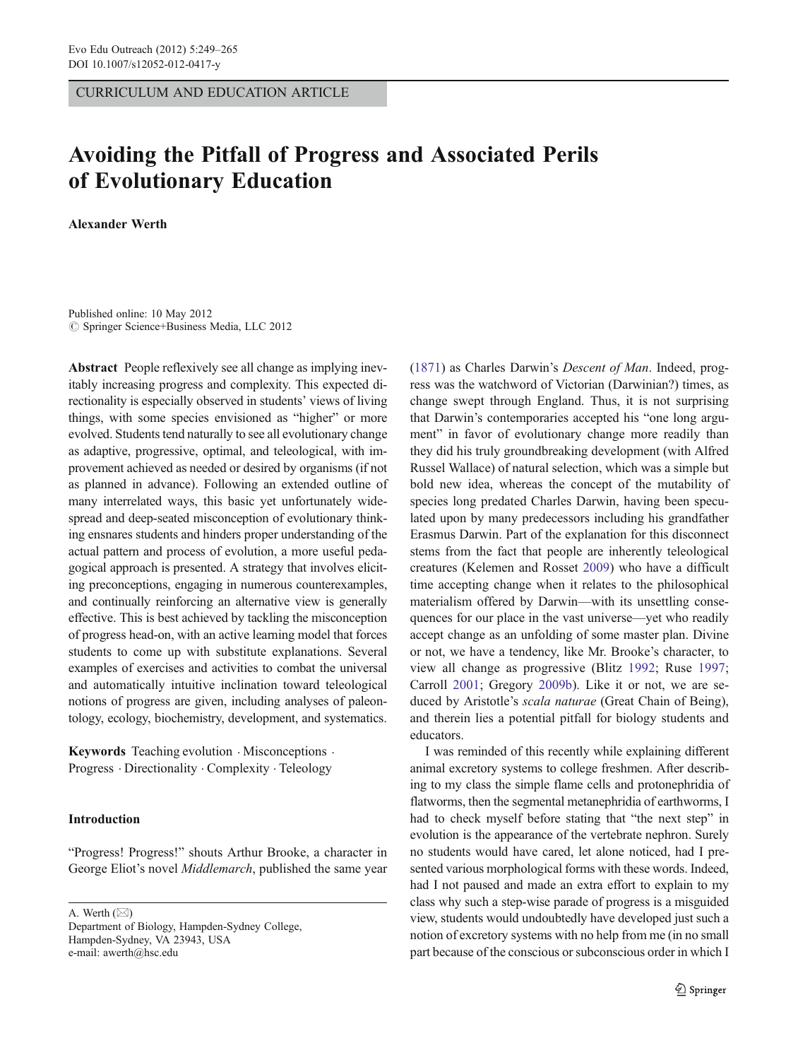CURRICULUM AND EDUCATION ARTICLE

# Avoiding the Pitfall of Progress and Associated Perils of Evolutionary Education

**Alexander Werth**

Published online: 10 May 2012
© Springer Science+Business Media, LLC 2012

**Abstract** People reflexively see all change as implying inevitably increasing progress and complexity. This expected directionality is especially observed in students' views of living things, with some species envisioned as "higher" or more evolved. Students tend naturally to see all evolutionary change as adaptive, progressive, optimal, and teleological, with improvement achieved as needed or desired by organisms (if not as planned in advance). Following an extended outline of many interrelated ways, this basic yet unfortunately widespread and deep-seated misconception of evolutionary thinking ensnares students and hinders proper understanding of the actual pattern and process of evolution, a more useful pedagogical approach is presented. A strategy that involves eliciting preconceptions, engaging in numerous counterexamples, and continually reinforcing an alternative view is generally effective. This is best achieved by tackling the misconception of progress head-on, with an active learning model that forces students to come up with substitute explanations. Several examples of exercises and activities to combat the universal and automatically intuitive inclination toward teleological notions of progress are given, including analyses of paleontology, ecology, biochemistry, development, and systematics.

**Keywords** Teaching evolution · Misconceptions · Progress · Directionality · Complexity · Teleology

## Introduction

"Progress! Progress!" shouts Arthur Brooke, a character in George Eliot's novel *Middlemarch*, published the same year (1871) as Charles Darwin's *Descent of Man*. Indeed, progress was the watchword of Victorian (Darwinian?) times, as change swept through England. Thus, it is not surprising that Darwin's contemporaries accepted his "one long argument" in favor of evolutionary change more readily than they did his truly groundbreaking development (with Alfred Russel Wallace) of natural selection, which was a simple but bold new idea, whereas the concept of the mutability of species long predated Charles Darwin, having been speculated upon by many predecessors including his grandfather Erasmus Darwin. Part of the explanation for this disconnect stems from the fact that people are inherently teleological creatures (Kelemen and Rosset 2009) who have a difficult time accepting change when it relates to the philosophical materialism offered by Darwin—with its unsettling consequences for our place in the vast universe—yet who readily accept change as an unfolding of some master plan. Divine or not, we have a tendency, like Mr. Brooke's character, to view all change as progressive (Blitz 1992; Ruse 1997; Carroll 2001; Gregory 2009b). Like it or not, we are seduced by Aristotle's *scala naturae* (Great Chain of Being), and therein lies a potential pitfall for biology students and educators.

I was reminded of this recently while explaining different animal excretory systems to college freshmen. After describing to my class the simple flame cells and protonephridia of flatworms, then the segmental metanephridia of earthworms, I had to check myself before stating that "the next step" in evolution is the appearance of the vertebrate nephron. Surely no students would have cared, let alone noticed, had I presented various morphological forms with these words. Indeed, had I not paused and made an extra effort to explain to my class why such a step-wise parade of progress is a misguided view, students would undoubtedly have developed just such a notion of excretory systems with no help from me (in no small part because of the conscious or subconscious order in which I

A. Werth (✉)
Department of Biology, Hampden-Sydney College,
Hampden-Sydney, VA 23943, USA
e-mail: awerth@hsc.edu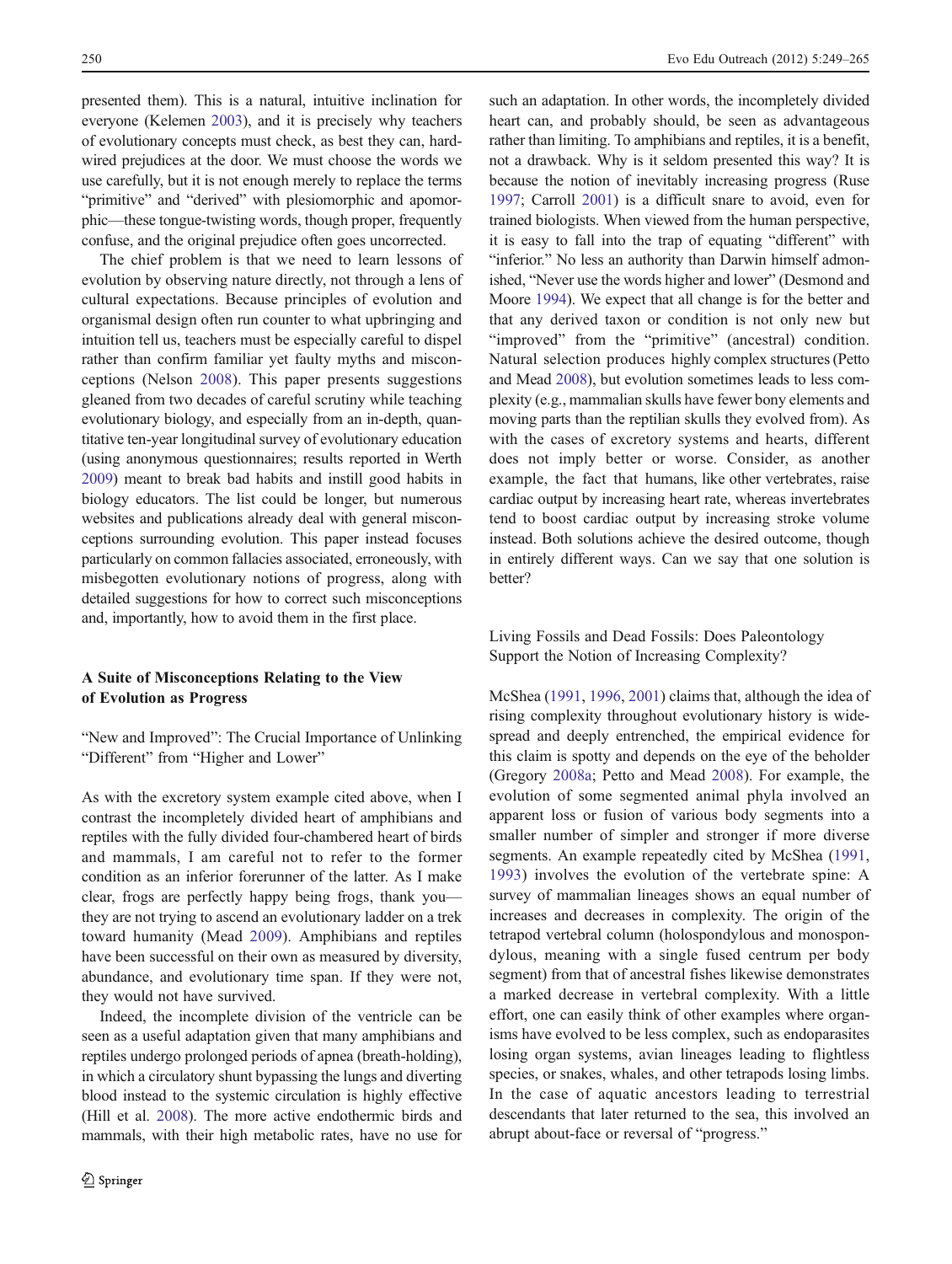presented them). This is a natural, intuitive inclination for everyone (Kelemen 2003), and it is precisely why teachers of evolutionary concepts must check, as best they can, hardwired prejudices at the door. We must choose the words we use carefully, but it is not enough merely to replace the terms "primitive" and "derived" with plesiomorphic and apomorphic—these tongue-twisting words, though proper, frequently confuse, and the original prejudice often goes uncorrected.

The chief problem is that we need to learn lessons of evolution by observing nature directly, not through a lens of cultural expectations. Because principles of evolution and organismal design often run counter to what upbringing and intuition tell us, teachers must be especially careful to dispel rather than confirm familiar yet faulty myths and misconceptions (Nelson 2008). This paper presents suggestions gleaned from two decades of careful scrutiny while teaching evolutionary biology, and especially from an in-depth, quantitative ten-year longitudinal survey of evolutionary education (using anonymous questionnaires; results reported in Werth 2009) meant to break bad habits and instill good habits in biology educators. The list could be longer, but numerous websites and publications already deal with general misconceptions surrounding evolution. This paper instead focuses particularly on common fallacies associated, erroneously, with misbegotten evolutionary notions of progress, along with detailed suggestions for how to correct such misconceptions and, importantly, how to avoid them in the first place.

## A Suite of Misconceptions Relating to the View of Evolution as Progress

### "New and Improved": The Crucial Importance of Unlinking "Different" from "Higher and Lower"

As with the excretory system example cited above, when I contrast the incompletely divided heart of amphibians and reptiles with the fully divided four-chambered heart of birds and mammals, I am careful not to refer to the former condition as an inferior forerunner of the latter. As I make clear, frogs are perfectly happy being frogs, thank you—they are not trying to ascend an evolutionary ladder on a trek toward humanity (Mead 2009). Amphibians and reptiles have been successful on their own as measured by diversity, abundance, and evolutionary time span. If they were not, they would not have survived.

Indeed, the incomplete division of the ventricle can be seen as a useful adaptation given that many amphibians and reptiles undergo prolonged periods of apnea (breath-holding), in which a circulatory shunt bypassing the lungs and diverting blood instead to the systemic circulation is highly effective (Hill et al. 2008). The more active endothermic birds and mammals, with their high metabolic rates, have no use for such an adaptation. In other words, the incompletely divided heart can, and probably should, be seen as advantageous rather than limiting. To amphibians and reptiles, it is a benefit, not a drawback. Why is it seldom presented this way? It is because the notion of inevitably increasing progress (Ruse 1997; Carroll 2001) is a difficult snare to avoid, even for trained biologists. When viewed from the human perspective, it is easy to fall into the trap of equating "different" with "inferior." No less an authority than Darwin himself admonished, "Never use the words higher and lower" (Desmond and Moore 1994). We expect that all change is for the better and that any derived taxon or condition is not only new but "improved" from the "primitive" (ancestral) condition. Natural selection produces highly complex structures (Petto and Mead 2008), but evolution sometimes leads to less complexity (e.g., mammalian skulls have fewer bony elements and moving parts than the reptilian skulls they evolved from). As with the cases of excretory systems and hearts, different does not imply better or worse. Consider, as another example, the fact that humans, like other vertebrates, raise cardiac output by increasing heart rate, whereas invertebrates tend to boost cardiac output by increasing stroke volume instead. Both solutions achieve the desired outcome, though in entirely different ways. Can we say that one solution is better?

### Living Fossils and Dead Fossils: Does Paleontology Support the Notion of Increasing Complexity?

McShea (1991, 1996, 2001) claims that, although the idea of rising complexity throughout evolutionary history is widespread and deeply entrenched, the empirical evidence for this claim is spotty and depends on the eye of the beholder (Gregory 2008a; Petto and Mead 2008). For example, the evolution of some segmented animal phyla involved an apparent loss or fusion of various body segments into a smaller number of simpler and stronger if more diverse segments. An example repeatedly cited by McShea (1991, 1993) involves the evolution of the vertebrate spine: A survey of mammalian lineages shows an equal number of increases and decreases in complexity. The origin of the tetrapod vertebral column (holospondylous and monospondylous, meaning with a single fused centrum per body segment) from that of ancestral fishes likewise demonstrates a marked decrease in vertebral complexity. With a little effort, one can easily think of other examples where organisms have evolved to be less complex, such as endoparasites losing organ systems, avian lineages leading to flightless species, or snakes, whales, and other tetrapods losing limbs. In the case of aquatic ancestors leading to terrestrial descendants that later returned to the sea, this involved an abrupt about-face or reversal of "progress."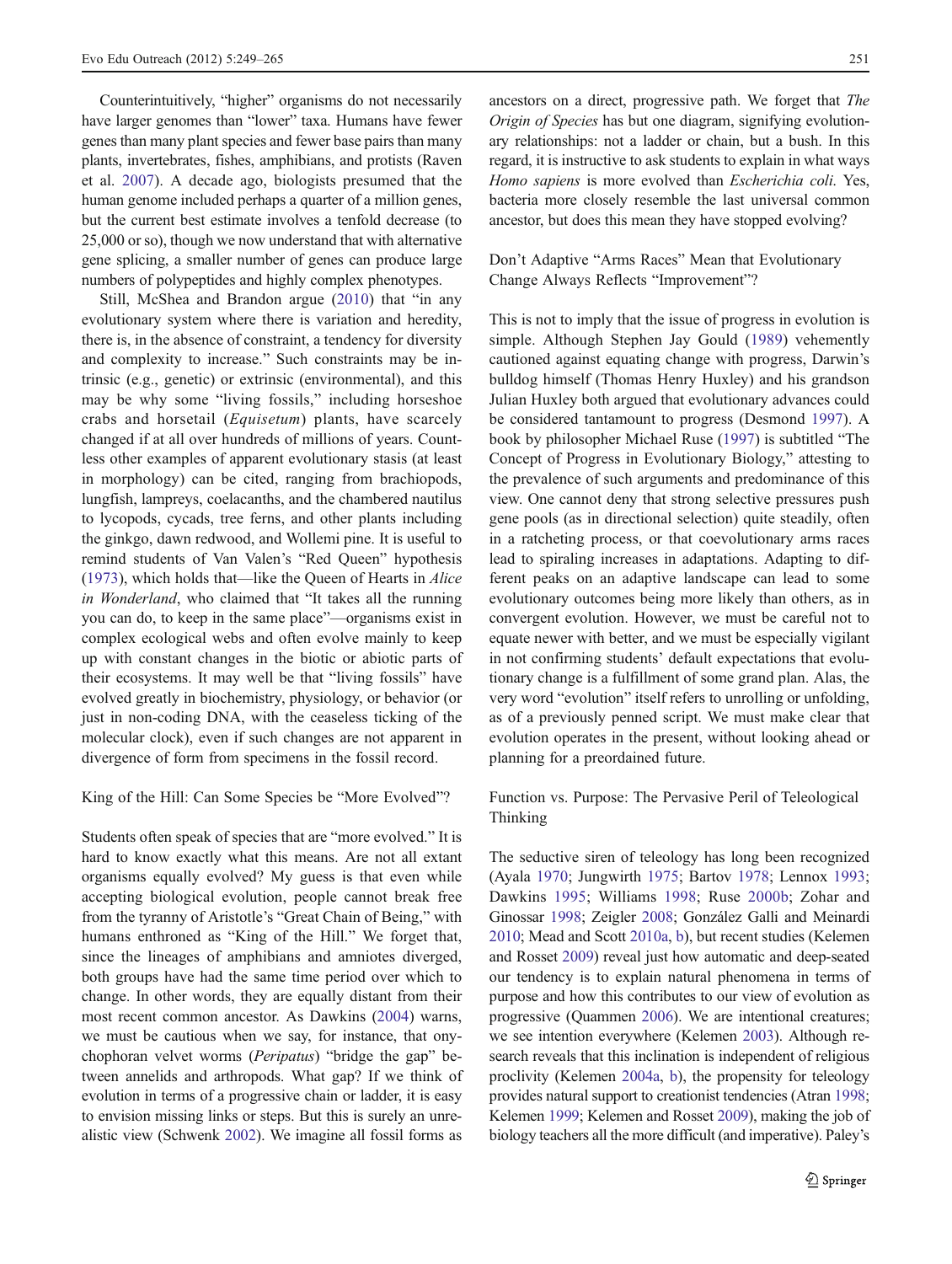Counterintuitively, "higher" organisms do not necessarily have larger genomes than "lower" taxa. Humans have fewer genes than many plant species and fewer base pairs than many plants, invertebrates, fishes, amphibians, and protists (Raven et al. 2007). A decade ago, biologists presumed that the human genome included perhaps a quarter of a million genes, but the current best estimate involves a tenfold decrease (to 25,000 or so), though we now understand that with alternative gene splicing, a smaller number of genes can produce large numbers of polypeptides and highly complex phenotypes.

Still, McShea and Brandon argue (2010) that "in any evolutionary system where there is variation and heredity, there is, in the absence of constraint, a tendency for diversity and complexity to increase." Such constraints may be intrinsic (e.g., genetic) or extrinsic (environmental), and this may be why some "living fossils," including horseshoe crabs and horsetail (*Equisetum*) plants, have scarcely changed if at all over hundreds of millions of years. Countless other examples of apparent evolutionary stasis (at least in morphology) can be cited, ranging from brachiopods, lungfish, lampreys, coelacanths, and the chambered nautilus to lycopods, cycads, tree ferns, and other plants including the ginkgo, dawn redwood, and Wollemi pine. It is useful to remind students of Van Valen's "Red Queen" hypothesis (1973), which holds that—like the Queen of Hearts in *Alice in Wonderland*, who claimed that "It takes all the running you can do, to keep in the same place"—organisms exist in complex ecological webs and often evolve mainly to keep up with constant changes in the biotic or abiotic parts of their ecosystems. It may well be that "living fossils" have evolved greatly in biochemistry, physiology, or behavior (or just in non-coding DNA, with the ceaseless ticking of the molecular clock), even if such changes are not apparent in divergence of form from specimens in the fossil record.

## King of the Hill: Can Some Species be "More Evolved"?

Students often speak of species that are "more evolved." It is hard to know exactly what this means. Are not all extant organisms equally evolved? My guess is that even while accepting biological evolution, people cannot break free from the tyranny of Aristotle's "Great Chain of Being," with humans enthroned as "King of the Hill." We forget that, since the lineages of amphibians and amniotes diverged, both groups have had the same time period over which to change. In other words, they are equally distant from their most recent common ancestor. As Dawkins (2004) warns, we must be cautious when we say, for instance, that onychophoran velvet worms (*Peripatus*) "bridge the gap" between annelids and arthropods. What gap? If we think of evolution in terms of a progressive chain or ladder, it is easy to envision missing links or steps. But this is surely an unrealistic view (Schwenk 2002). We imagine all fossil forms as ancestors on a direct, progressive path. We forget that *The Origin of Species* has but one diagram, signifying evolutionary relationships: not a ladder or chain, but a bush. In this regard, it is instructive to ask students to explain in what ways *Homo sapiens* is more evolved than *Escherichia coli*. Yes, bacteria more closely resemble the last universal common ancestor, but does this mean they have stopped evolving?

## Don't Adaptive "Arms Races" Mean that Evolutionary Change Always Reflects "Improvement"?

This is not to imply that the issue of progress in evolution is simple. Although Stephen Jay Gould (1989) vehemently cautioned against equating change with progress, Darwin's bulldog himself (Thomas Henry Huxley) and his grandson Julian Huxley both argued that evolutionary advances could be considered tantamount to progress (Desmond 1997). A book by philosopher Michael Ruse (1997) is subtitled "The Concept of Progress in Evolutionary Biology," attesting to the prevalence of such arguments and predominance of this view. One cannot deny that strong selective pressures push gene pools (as in directional selection) quite steadily, often in a ratcheting process, or that coevolutionary arms races lead to spiraling increases in adaptations. Adapting to different peaks on an adaptive landscape can lead to some evolutionary outcomes being more likely than others, as in convergent evolution. However, we must be careful not to equate newer with better, and we must be especially vigilant in not confirming students' default expectations that evolutionary change is a fulfillment of some grand plan. Alas, the very word "evolution" itself refers to unrolling or unfolding, as of a previously penned script. We must make clear that evolution operates in the present, without looking ahead or planning for a preordained future.

## Function vs. Purpose: The Pervasive Peril of Teleological Thinking

The seductive siren of teleology has long been recognized (Ayala 1970; Jungwirth 1975; Bartov 1978; Lennox 1993; Dawkins 1995; Williams 1998; Ruse 2000b; Zohar and Ginossar 1998; Zeigler 2008; González Galli and Meinardi 2010; Mead and Scott 2010a, b), but recent studies (Kelemen and Rosset 2009) reveal just how automatic and deep-seated our tendency is to explain natural phenomena in terms of purpose and how this contributes to our view of evolution as progressive (Quammen 2006). We are intentional creatures; we see intention everywhere (Kelemen 2003). Although research reveals that this inclination is independent of religious proclivity (Kelemen 2004a, b), the propensity for teleology provides natural support to creationist tendencies (Atran 1998; Kelemen 1999; Kelemen and Rosset 2009), making the job of biology teachers all the more difficult (and imperative). Paley's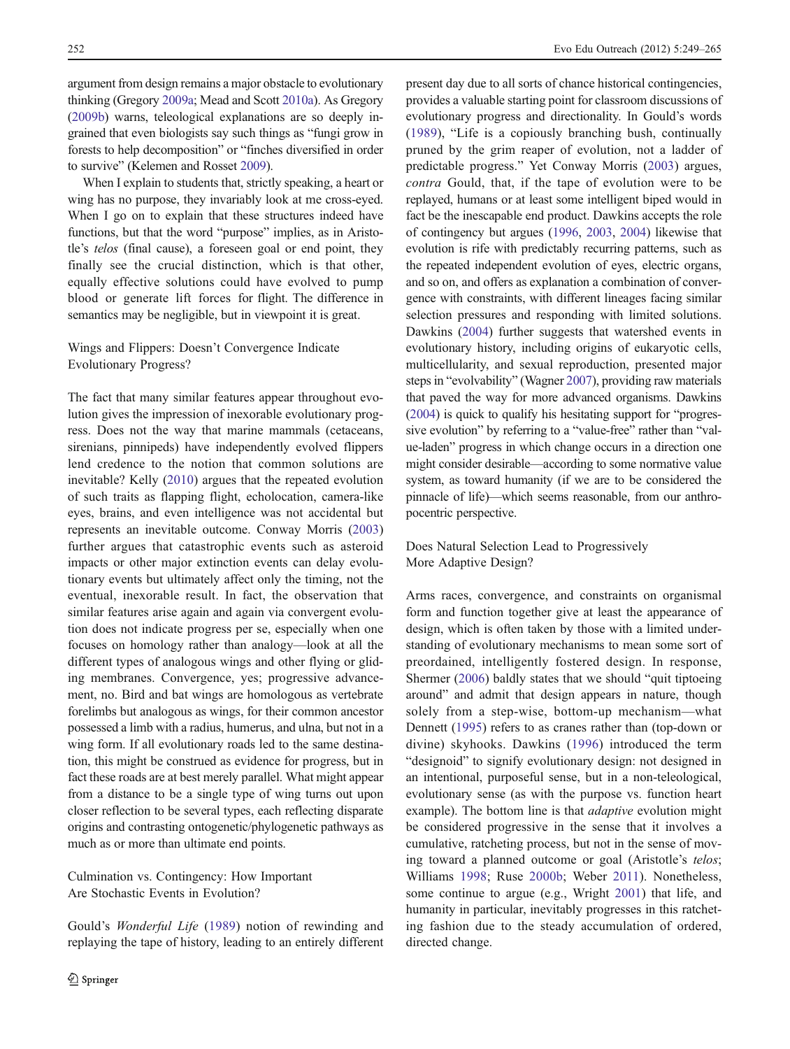argument from design remains a major obstacle to evolutionary thinking (Gregory 2009a; Mead and Scott 2010a). As Gregory (2009b) warns, teleological explanations are so deeply ingrained that even biologists say such things as "fungi grow in forests to help decomposition" or "finches diversified in order to survive" (Kelemen and Rosset 2009).

When I explain to students that, strictly speaking, a heart or wing has no purpose, they invariably look at me cross-eyed. When I go on to explain that these structures indeed have functions, but that the word "purpose" implies, as in Aristotle's *telos* (final cause), a foreseen goal or end point, they finally see the crucial distinction, which is that other, equally effective solutions could have evolved to pump blood or generate lift forces for flight. The difference in semantics may be negligible, but in viewpoint it is great.

## Wings and Flippers: Doesn't Convergence Indicate Evolutionary Progress?

The fact that many similar features appear throughout evolution gives the impression of inexorable evolutionary progress. Does not the way that marine mammals (cetaceans, sirenians, pinnipeds) have independently evolved flippers lend credence to the notion that common solutions are inevitable? Kelly (2010) argues that the repeated evolution of such traits as flapping flight, echolocation, camera-like eyes, brains, and even intelligence was not accidental but represents an inevitable outcome. Conway Morris (2003) further argues that catastrophic events such as asteroid impacts or other major extinction events can delay evolutionary events but ultimately affect only the timing, not the eventual, inexorable result. In fact, the observation that similar features arise again and again via convergent evolution does not indicate progress per se, especially when one focuses on homology rather than analogy—look at all the different types of analogous wings and other flying or gliding membranes. Convergence, yes; progressive advancement, no. Bird and bat wings are homologous as vertebrate forelimbs but analogous as wings, for their common ancestor possessed a limb with a radius, humerus, and ulna, but not in a wing form. If all evolutionary roads led to the same destination, this might be construed as evidence for progress, but in fact these roads are at best merely parallel. What might appear from a distance to be a single type of wing turns out upon closer reflection to be several types, each reflecting disparate origins and contrasting ontogenetic/phylogenetic pathways as much as or more than ultimate end points.

## Culmination vs. Contingency: How Important Are Stochastic Events in Evolution?

Gould's *Wonderful Life* (1989) notion of rewinding and replaying the tape of history, leading to an entirely different present day due to all sorts of chance historical contingencies, provides a valuable starting point for classroom discussions of evolutionary progress and directionality. In Gould's words (1989), "Life is a copiously branching bush, continually pruned by the grim reaper of evolution, not a ladder of predictable progress." Yet Conway Morris (2003) argues, *contra* Gould, that, if the tape of evolution were to be replayed, humans or at least some intelligent biped would in fact be the inescapable end product. Dawkins accepts the role of contingency but argues (1996, 2003, 2004) likewise that evolution is rife with predictably recurring patterns, such as the repeated independent evolution of eyes, electric organs, and so on, and offers as explanation a combination of convergence with constraints, with different lineages facing similar selection pressures and responding with limited solutions. Dawkins (2004) further suggests that watershed events in evolutionary history, including origins of eukaryotic cells, multicellularity, and sexual reproduction, presented major steps in "evolvability" (Wagner 2007), providing raw materials that paved the way for more advanced organisms. Dawkins (2004) is quick to qualify his hesitating support for "progressive evolution" by referring to a "value-free" rather than "value-laden" progress in which change occurs in a direction one might consider desirable—according to some normative value system, as toward humanity (if we are to be considered the pinnacle of life)—which seems reasonable, from our anthropocentric perspective.

## Does Natural Selection Lead to Progressively More Adaptive Design?

Arms races, convergence, and constraints on organismal form and function together give at least the appearance of design, which is often taken by those with a limited understanding of evolutionary mechanisms to mean some sort of preordained, intelligently fostered design. In response, Shermer (2006) baldly states that we should "quit tiptoeing around" and admit that design appears in nature, though solely from a step-wise, bottom-up mechanism—what Dennett (1995) refers to as cranes rather than (top-down or divine) skyhooks. Dawkins (1996) introduced the term "designoid" to signify evolutionary design: not designed in an intentional, purposeful sense, but in a non-teleological, evolutionary sense (as with the purpose vs. function heart example). The bottom line is that *adaptive* evolution might be considered progressive in the sense that it involves a cumulative, ratcheting process, but not in the sense of moving toward a planned outcome or goal (Aristotle's *telos*; Williams 1998; Ruse 2000b; Weber 2011). Nonetheless, some continue to argue (e.g., Wright 2001) that life, and humanity in particular, inevitably progresses in this ratcheting fashion due to the steady accumulation of ordered, directed change.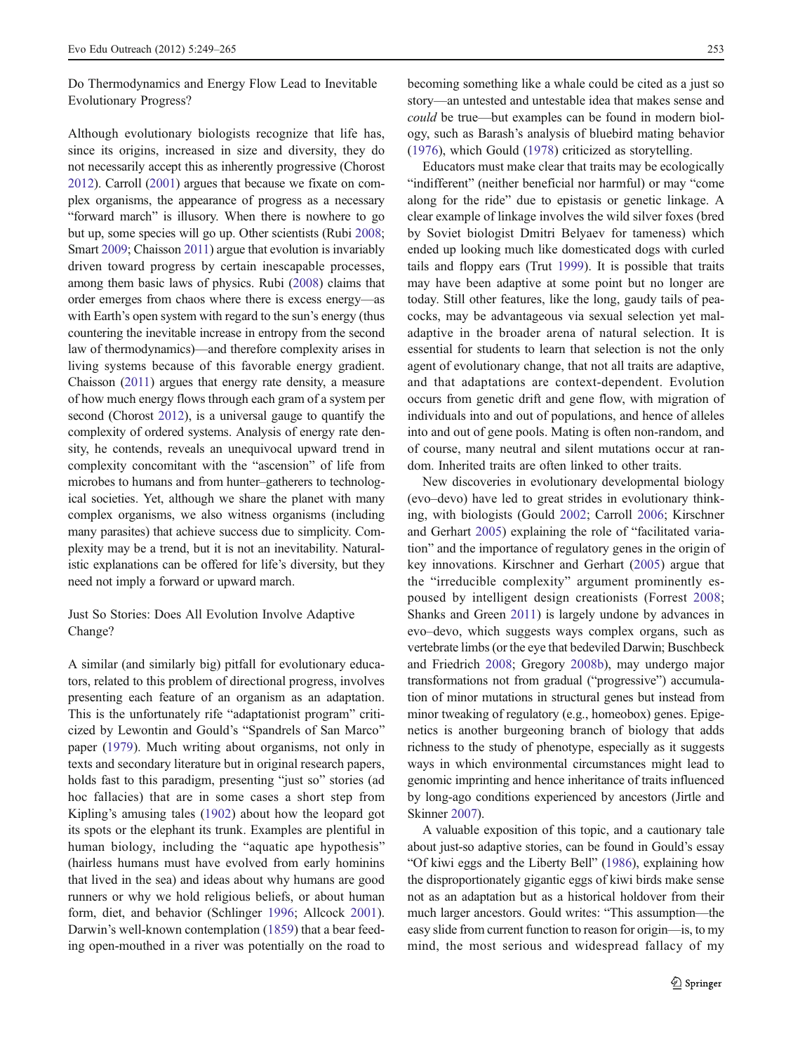## Do Thermodynamics and Energy Flow Lead to Inevitable Evolutionary Progress?

Although evolutionary biologists recognize that life has, since its origins, increased in size and diversity, they do not necessarily accept this as inherently progressive (Chorost 2012). Carroll (2001) argues that because we fixate on complex organisms, the appearance of progress as a necessary "forward march" is illusory. When there is nowhere to go but up, some species will go up. Other scientists (Rubi 2008; Smart 2009; Chaisson 2011) argue that evolution is invariably driven toward progress by certain inescapable processes, among them basic laws of physics. Rubi (2008) claims that order emerges from chaos where there is excess energy—as with Earth's open system with regard to the sun's energy (thus countering the inevitable increase in entropy from the second law of thermodynamics)—and therefore complexity arises in living systems because of this favorable energy gradient. Chaisson (2011) argues that energy rate density, a measure of how much energy flows through each gram of a system per second (Chorost 2012), is a universal gauge to quantify the complexity of ordered systems. Analysis of energy rate density, he contends, reveals an unequivocal upward trend in complexity concomitant with the "ascension" of life from microbes to humans and from hunter–gatherers to technological societies. Yet, although we share the planet with many complex organisms, we also witness organisms (including many parasites) that achieve success due to simplicity. Complexity may be a trend, but it is not an inevitability. Naturalistic explanations can be offered for life's diversity, but they need not imply a forward or upward march.

## Just So Stories: Does All Evolution Involve Adaptive Change?

A similar (and similarly big) pitfall for evolutionary educators, related to this problem of directional progress, involves presenting each feature of an organism as an adaptation. This is the unfortunately rife "adaptationist program" criticized by Lewontin and Gould's "Spandrels of San Marco" paper (1979). Much writing about organisms, not only in texts and secondary literature but in original research papers, holds fast to this paradigm, presenting "just so" stories (ad hoc fallacies) that are in some cases a short step from Kipling's amusing tales (1902) about how the leopard got its spots or the elephant its trunk. Examples are plentiful in human biology, including the "aquatic ape hypothesis" (hairless humans must have evolved from early hominins that lived in the sea) and ideas about why humans are good runners or why we hold religious beliefs, or about human form, diet, and behavior (Schlinger 1996; Allcock 2001). Darwin's well-known contemplation (1859) that a bear feeding open-mouthed in a river was potentially on the road to becoming something like a whale could be cited as a just so story—an untested and untestable idea that makes sense and *could* be true—but examples can be found in modern biology, such as Barash's analysis of bluebird mating behavior (1976), which Gould (1978) criticized as storytelling.

Educators must make clear that traits may be ecologically "indifferent" (neither beneficial nor harmful) or may "come along for the ride" due to epistasis or genetic linkage. A clear example of linkage involves the wild silver foxes (bred by Soviet biologist Dmitri Belyaev for tameness) which ended up looking much like domesticated dogs with curled tails and floppy ears (Trut 1999). It is possible that traits may have been adaptive at some point but no longer are today. Still other features, like the long, gaudy tails of peacocks, may be advantageous via sexual selection yet maladaptive in the broader arena of natural selection. It is essential for students to learn that selection is not the only agent of evolutionary change, that not all traits are adaptive, and that adaptations are context-dependent. Evolution occurs from genetic drift and gene flow, with migration of individuals into and out of populations, and hence of alleles into and out of gene pools. Mating is often non-random, and of course, many neutral and silent mutations occur at random. Inherited traits are often linked to other traits.

New discoveries in evolutionary developmental biology (evo–devo) have led to great strides in evolutionary thinking, with biologists (Gould 2002; Carroll 2006; Kirschner and Gerhart 2005) explaining the role of "facilitated variation" and the importance of regulatory genes in the origin of key innovations. Kirschner and Gerhart (2005) argue that the "irreducible complexity" argument prominently espoused by intelligent design creationists (Forrest 2008; Shanks and Green 2011) is largely undone by advances in evo–devo, which suggests ways complex organs, such as vertebrate limbs (or the eye that bedeviled Darwin; Buschbeck and Friedrich 2008; Gregory 2008b), may undergo major transformations not from gradual ("progressive") accumulation of minor mutations in structural genes but instead from minor tweaking of regulatory (e.g., homeobox) genes. Epigenetics is another burgeoning branch of biology that adds richness to the study of phenotype, especially as it suggests ways in which environmental circumstances might lead to genomic imprinting and hence inheritance of traits influenced by long-ago conditions experienced by ancestors (Jirtle and Skinner 2007).

A valuable exposition of this topic, and a cautionary tale about just-so adaptive stories, can be found in Gould's essay "Of kiwi eggs and the Liberty Bell" (1986), explaining how the disproportionately gigantic eggs of kiwi birds make sense not as an adaptation but as a historical holdover from their much larger ancestors. Gould writes: "This assumption—the easy slide from current function to reason for origin—is, to my mind, the most serious and widespread fallacy of my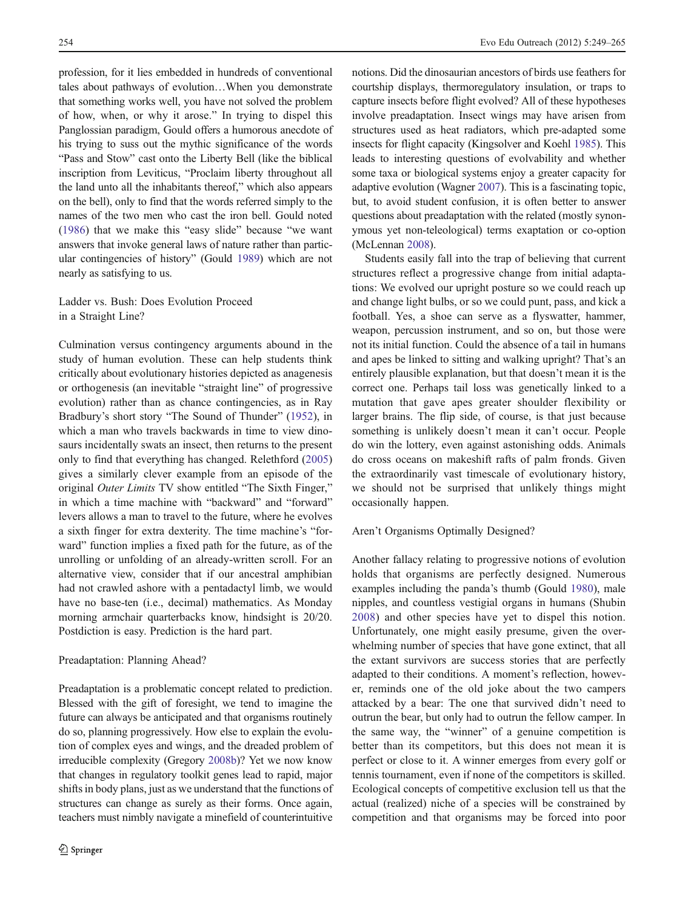profession, for it lies embedded in hundreds of conventional tales about pathways of evolution…When you demonstrate that something works well, you have not solved the problem of how, when, or why it arose." In trying to dispel this Panglossian paradigm, Gould offers a humorous anecdote of his trying to suss out the mythic significance of the words "Pass and Stow" cast onto the Liberty Bell (like the biblical inscription from Leviticus, "Proclaim liberty throughout all the land unto all the inhabitants thereof," which also appears on the bell), only to find that the words referred simply to the names of the two men who cast the iron bell. Gould noted (1986) that we make this "easy slide" because "we want answers that invoke general laws of nature rather than particular contingencies of history" (Gould 1989) which are not nearly as satisfying to us.

## Ladder vs. Bush: Does Evolution Proceed in a Straight Line?

Culmination versus contingency arguments abound in the study of human evolution. These can help students think critically about evolutionary histories depicted as anagenesis or orthogenesis (an inevitable "straight line" of progressive evolution) rather than as chance contingencies, as in Ray Bradbury's short story "The Sound of Thunder" (1952), in which a man who travels backwards in time to view dinosaurs incidentally swats an insect, then returns to the present only to find that everything has changed. Relethford (2005) gives a similarly clever example from an episode of the original *Outer Limits* TV show entitled "The Sixth Finger," in which a time machine with "backward" and "forward" levers allows a man to travel to the future, where he evolves a sixth finger for extra dexterity. The time machine's "forward" function implies a fixed path for the future, as of the unrolling or unfolding of an already-written scroll. For an alternative view, consider that if our ancestral amphibian had not crawled ashore with a pentadactyl limb, we would have no base-ten (i.e., decimal) mathematics. As Monday morning armchair quarterbacks know, hindsight is 20/20. Postdiction is easy. Prediction is the hard part.

## Preadaptation: Planning Ahead?

Preadaptation is a problematic concept related to prediction. Blessed with the gift of foresight, we tend to imagine the future can always be anticipated and that organisms routinely do so, planning progressively. How else to explain the evolution of complex eyes and wings, and the dreaded problem of irreducible complexity (Gregory 2008b)? Yet we now know that changes in regulatory toolkit genes lead to rapid, major shifts in body plans, just as we understand that the functions of structures can change as surely as their forms. Once again, teachers must nimbly navigate a minefield of counterintuitive notions. Did the dinosaurian ancestors of birds use feathers for courtship displays, thermoregulatory insulation, or traps to capture insects before flight evolved? All of these hypotheses involve preadaptation. Insect wings may have arisen from structures used as heat radiators, which pre-adapted some insects for flight capacity (Kingsolver and Koehl 1985). This leads to interesting questions of evolvability and whether some taxa or biological systems enjoy a greater capacity for adaptive evolution (Wagner 2007). This is a fascinating topic, but, to avoid student confusion, it is often better to answer questions about preadaptation with the related (mostly synonymous yet non-teleological) terms exaptation or co-option (McLennan 2008).

Students easily fall into the trap of believing that current structures reflect a progressive change from initial adaptations: We evolved our upright posture so we could reach up and change light bulbs, or so we could punt, pass, and kick a football. Yes, a shoe can serve as a flyswatter, hammer, weapon, percussion instrument, and so on, but those were not its initial function. Could the absence of a tail in humans and apes be linked to sitting and walking upright? That's an entirely plausible explanation, but that doesn't mean it is the correct one. Perhaps tail loss was genetically linked to a mutation that gave apes greater shoulder flexibility or larger brains. The flip side, of course, is that just because something is unlikely doesn't mean it can't occur. People do win the lottery, even against astonishing odds. Animals do cross oceans on makeshift rafts of palm fronds. Given the extraordinarily vast timescale of evolutionary history, we should not be surprised that unlikely things might occasionally happen.

## Aren't Organisms Optimally Designed?

Another fallacy relating to progressive notions of evolution holds that organisms are perfectly designed. Numerous examples including the panda's thumb (Gould 1980), male nipples, and countless vestigial organs in humans (Shubin 2008) and other species have yet to dispel this notion. Unfortunately, one might easily presume, given the overwhelming number of species that have gone extinct, that all the extant survivors are success stories that are perfectly adapted to their conditions. A moment's reflection, however, reminds one of the old joke about the two campers attacked by a bear: The one that survived didn't need to outrun the bear, but only had to outrun the fellow camper. In the same way, the "winner" of a genuine competition is better than its competitors, but this does not mean it is perfect or close to it. A winner emerges from every golf or tennis tournament, even if none of the competitors is skilled. Ecological concepts of competitive exclusion tell us that the actual (realized) niche of a species will be constrained by competition and that organisms may be forced into poor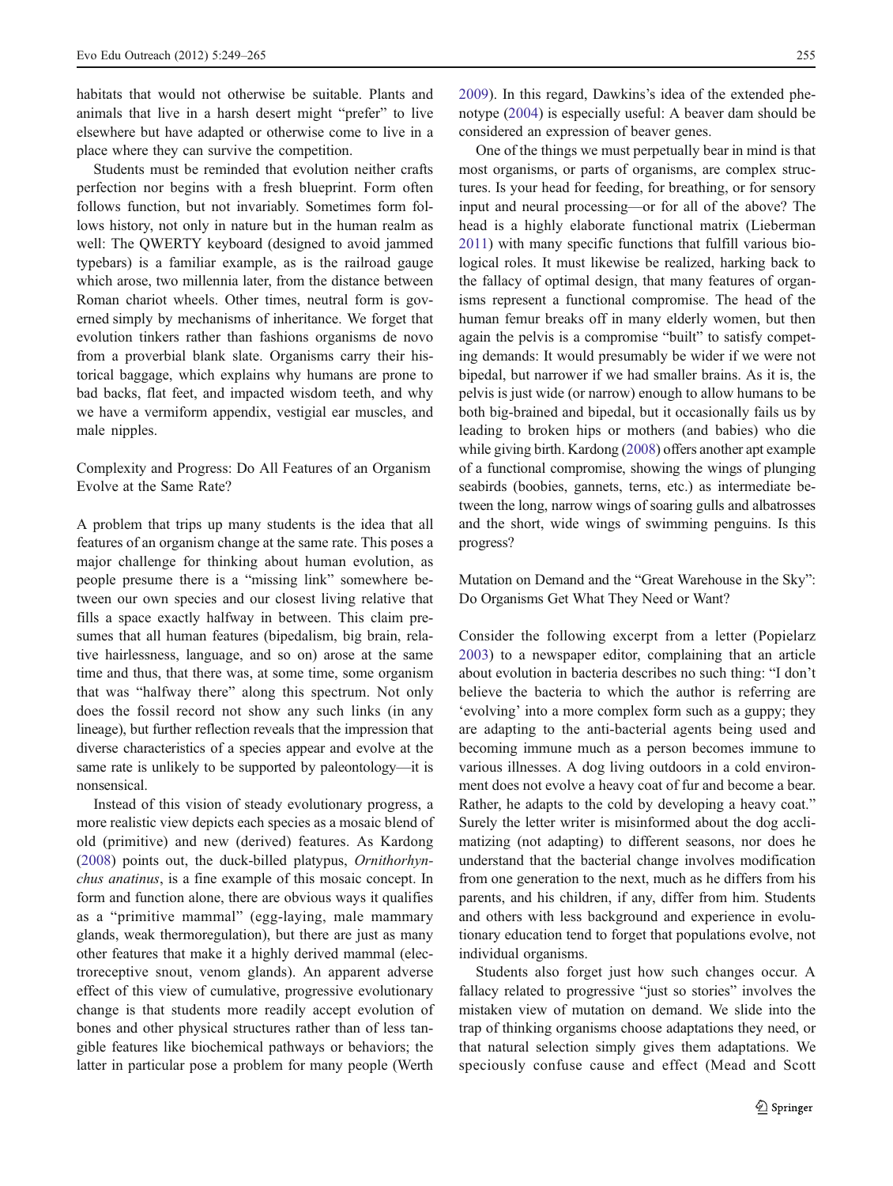habitats that would not otherwise be suitable. Plants and animals that live in a harsh desert might "prefer" to live elsewhere but have adapted or otherwise come to live in a place where they can survive the competition.

Students must be reminded that evolution neither crafts perfection nor begins with a fresh blueprint. Form often follows function, but not invariably. Sometimes form follows history, not only in nature but in the human realm as well: The QWERTY keyboard (designed to avoid jammed typebars) is a familiar example, as is the railroad gauge which arose, two millennia later, from the distance between Roman chariot wheels. Other times, neutral form is governed simply by mechanisms of inheritance. We forget that evolution tinkers rather than fashions organisms de novo from a proverbial blank slate. Organisms carry their historical baggage, which explains why humans are prone to bad backs, flat feet, and impacted wisdom teeth, and why we have a vermiform appendix, vestigial ear muscles, and male nipples.

## Complexity and Progress: Do All Features of an Organism Evolve at the Same Rate?

A problem that trips up many students is the idea that all features of an organism change at the same rate. This poses a major challenge for thinking about human evolution, as people presume there is a "missing link" somewhere between our own species and our closest living relative that fills a space exactly halfway in between. This claim presumes that all human features (bipedalism, big brain, relative hairlessness, language, and so on) arose at the same time and thus, that there was, at some time, some organism that was "halfway there" along this spectrum. Not only does the fossil record not show any such links (in any lineage), but further reflection reveals that the impression that diverse characteristics of a species appear and evolve at the same rate is unlikely to be supported by paleontology—it is nonsensical.

Instead of this vision of steady evolutionary progress, a more realistic view depicts each species as a mosaic blend of old (primitive) and new (derived) features. As Kardong (2008) points out, the duck-billed platypus, *Ornithorhynchus anatinus*, is a fine example of this mosaic concept. In form and function alone, there are obvious ways it qualifies as a "primitive mammal" (egg-laying, male mammary glands, weak thermoregulation), but there are just as many other features that make it a highly derived mammal (electroreceptive snout, venom glands). An apparent adverse effect of this view of cumulative, progressive evolutionary change is that students more readily accept evolution of bones and other physical structures rather than of less tangible features like biochemical pathways or behaviors; the latter in particular pose a problem for many people (Werth 2009). In this regard, Dawkins's idea of the extended phenotype (2004) is especially useful: A beaver dam should be considered an expression of beaver genes.

One of the things we must perpetually bear in mind is that most organisms, or parts of organisms, are complex structures. Is your head for feeding, for breathing, or for sensory input and neural processing—or for all of the above? The head is a highly elaborate functional matrix (Lieberman 2011) with many specific functions that fulfill various biological roles. It must likewise be realized, harking back to the fallacy of optimal design, that many features of organisms represent a functional compromise. The head of the human femur breaks off in many elderly women, but then again the pelvis is a compromise "built" to satisfy competing demands: It would presumably be wider if we were not bipedal, but narrower if we had smaller brains. As it is, the pelvis is just wide (or narrow) enough to allow humans to be both big-brained and bipedal, but it occasionally fails us by leading to broken hips or mothers (and babies) who die while giving birth. Kardong (2008) offers another apt example of a functional compromise, showing the wings of plunging seabirds (boobies, gannets, terns, etc.) as intermediate between the long, narrow wings of soaring gulls and albatrosses and the short, wide wings of swimming penguins. Is this progress?

## Mutation on Demand and the "Great Warehouse in the Sky": Do Organisms Get What They Need or Want?

Consider the following excerpt from a letter (Popielarz 2003) to a newspaper editor, complaining that an article about evolution in bacteria describes no such thing: "I don't believe the bacteria to which the author is referring are 'evolving' into a more complex form such as a guppy; they are adapting to the anti-bacterial agents being used and becoming immune much as a person becomes immune to various illnesses. A dog living outdoors in a cold environment does not evolve a heavy coat of fur and become a bear. Rather, he adapts to the cold by developing a heavy coat." Surely the letter writer is misinformed about the dog acclimatizing (not adapting) to different seasons, nor does he understand that the bacterial change involves modification from one generation to the next, much as he differs from his parents, and his children, if any, differ from him. Students and others with less background and experience in evolutionary education tend to forget that populations evolve, not individual organisms.

Students also forget just how such changes occur. A fallacy related to progressive "just so stories" involves the mistaken view of mutation on demand. We slide into the trap of thinking organisms choose adaptations they need, or that natural selection simply gives them adaptations. We speciously confuse cause and effect (Mead and Scott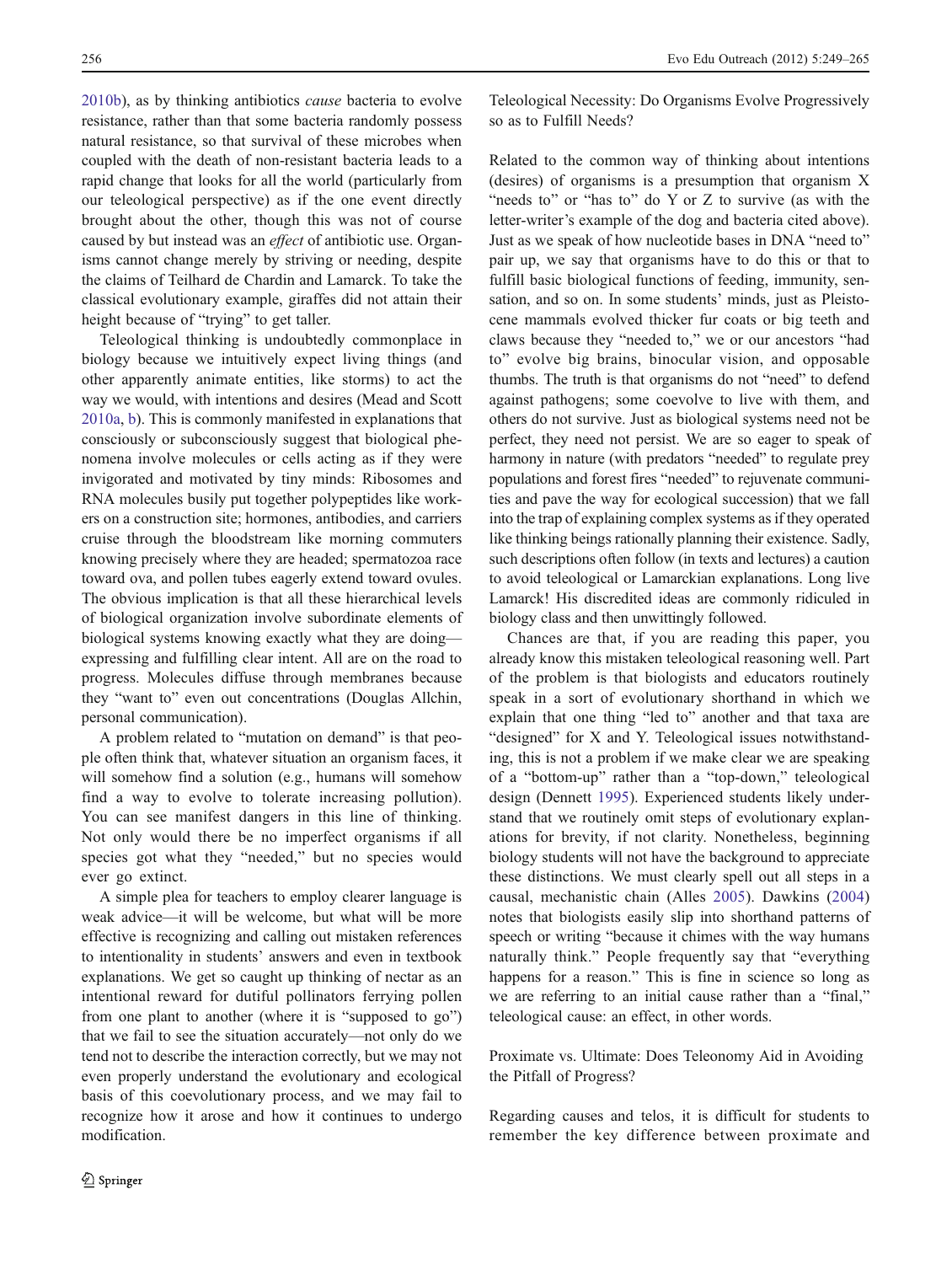2010b), as by thinking antibiotics *cause* bacteria to evolve resistance, rather than that some bacteria randomly possess natural resistance, so that survival of these microbes when coupled with the death of non-resistant bacteria leads to a rapid change that looks for all the world (particularly from our teleological perspective) as if the one event directly brought about the other, though this was not of course caused by but instead was an *effect* of antibiotic use. Organisms cannot change merely by striving or needing, despite the claims of Teilhard de Chardin and Lamarck. To take the classical evolutionary example, giraffes did not attain their height because of "trying" to get taller.

Teleological thinking is undoubtedly commonplace in biology because we intuitively expect living things (and other apparently animate entities, like storms) to act the way we would, with intentions and desires (Mead and Scott 2010a, b). This is commonly manifested in explanations that consciously or subconsciously suggest that biological phenomena involve molecules or cells acting as if they were invigorated and motivated by tiny minds: Ribosomes and RNA molecules busily put together polypeptides like workers on a construction site; hormones, antibodies, and carriers cruise through the bloodstream like morning commuters knowing precisely where they are headed; spermatozoa race toward ova, and pollen tubes eagerly extend toward ovules. The obvious implication is that all these hierarchical levels of biological organization involve subordinate elements of biological systems knowing exactly what they are doing—expressing and fulfilling clear intent. All are on the road to progress. Molecules diffuse through membranes because they "want to" even out concentrations (Douglas Allchin, personal communication).

A problem related to "mutation on demand" is that people often think that, whatever situation an organism faces, it will somehow find a solution (e.g., humans will somehow find a way to evolve to tolerate increasing pollution). You can see manifest dangers in this line of thinking. Not only would there be no imperfect organisms if all species got what they "needed," but no species would ever go extinct.

A simple plea for teachers to employ clearer language is weak advice—it will be welcome, but what will be more effective is recognizing and calling out mistaken references to intentionality in students' answers and even in textbook explanations. We get so caught up thinking of nectar as an intentional reward for dutiful pollinators ferrying pollen from one plant to another (where it is "supposed to go") that we fail to see the situation accurately—not only do we tend not to describe the interaction correctly, but we may not even properly understand the evolutionary and ecological basis of this coevolutionary process, and we may fail to recognize how it arose and how it continues to undergo modification.

### Teleological Necessity: Do Organisms Evolve Progressively so as to Fulfill Needs?

Related to the common way of thinking about intentions (desires) of organisms is a presumption that organism X "needs to" or "has to" do Y or Z to survive (as with the letter-writer's example of the dog and bacteria cited above). Just as we speak of how nucleotide bases in DNA "need to" pair up, we say that organisms have to do this or that to fulfill basic biological functions of feeding, immunity, sensation, and so on. In some students' minds, just as Pleistocene mammals evolved thicker fur coats or big teeth and claws because they "needed to," we or our ancestors "had to" evolve big brains, binocular vision, and opposable thumbs. The truth is that organisms do not "need" to defend against pathogens; some coevolve to live with them, and others do not survive. Just as biological systems need not be perfect, they need not persist. We are so eager to speak of harmony in nature (with predators "needed" to regulate prey populations and forest fires "needed" to rejuvenate communities and pave the way for ecological succession) that we fall into the trap of explaining complex systems as if they operated like thinking beings rationally planning their existence. Sadly, such descriptions often follow (in texts and lectures) a caution to avoid teleological or Lamarckian explanations. Long live Lamarck! His discredited ideas are commonly ridiculed in biology class and then unwittingly followed.

Chances are that, if you are reading this paper, you already know this mistaken teleological reasoning well. Part of the problem is that biologists and educators routinely speak in a sort of evolutionary shorthand in which we explain that one thing "led to" another and that taxa are "designed" for X and Y. Teleological issues notwithstanding, this is not a problem if we make clear we are speaking of a "bottom-up" rather than a "top-down," teleological design (Dennett 1995). Experienced students likely understand that we routinely omit steps of evolutionary explanations for brevity, if not clarity. Nonetheless, beginning biology students will not have the background to appreciate these distinctions. We must clearly spell out all steps in a causal, mechanistic chain (Alles 2005). Dawkins (2004) notes that biologists easily slip into shorthand patterns of speech or writing "because it chimes with the way humans naturally think." People frequently say that "everything happens for a reason." This is fine in science so long as we are referring to an initial cause rather than a "final," teleological cause: an effect, in other words.

### Proximate vs. Ultimate: Does Teleonomy Aid in Avoiding the Pitfall of Progress?

Regarding causes and telos, it is difficult for students to remember the key difference between proximate and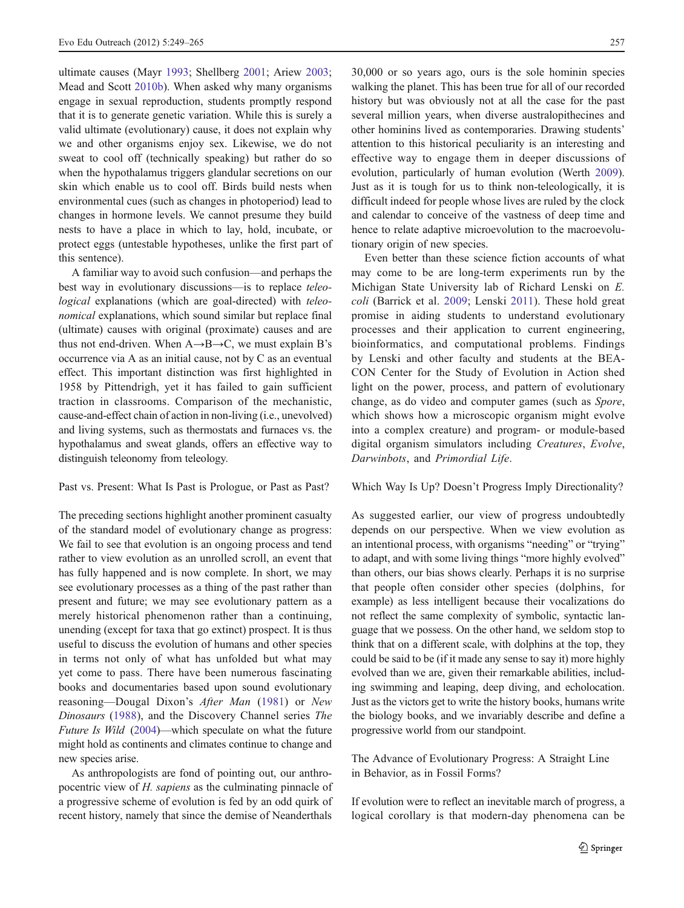ultimate causes (Mayr 1993; Shellberg 2001; Ariew 2003; Mead and Scott 2010b). When asked why many organisms engage in sexual reproduction, students promptly respond that it is to generate genetic variation. While this is surely a valid ultimate (evolutionary) cause, it does not explain why we and other organisms enjoy sex. Likewise, we do not sweat to cool off (technically speaking) but rather do so when the hypothalamus triggers glandular secretions on our skin which enable us to cool off. Birds build nests when environmental cues (such as changes in photoperiod) lead to changes in hormone levels. We cannot presume they build nests to have a place in which to lay, hold, incubate, or protect eggs (untestable hypotheses, unlike the first part of this sentence).

A familiar way to avoid such confusion—and perhaps the best way in evolutionary discussions—is to replace *teleological* explanations (which are goal-directed) with *teleonomical* explanations, which sound similar but replace final (ultimate) causes with original (proximate) causes and are thus not end-driven. When A→B→C, we must explain B's occurrence via A as an initial cause, not by C as an eventual effect. This important distinction was first highlighted in 1958 by Pittendrigh, yet it has failed to gain sufficient traction in classrooms. Comparison of the mechanistic, cause-and-effect chain of action in non-living (i.e., unevolved) and living systems, such as thermostats and furnaces vs. the hypothalamus and sweat glands, offers an effective way to distinguish teleonomy from teleology.

## Past vs. Present: What Is Past is Prologue, or Past as Past?

The preceding sections highlight another prominent casualty of the standard model of evolutionary change as progress: We fail to see that evolution is an ongoing process and tend rather to view evolution as an unrolled scroll, an event that has fully happened and is now complete. In short, we may see evolutionary processes as a thing of the past rather than present and future; we may see evolutionary pattern as a merely historical phenomenon rather than a continuing, unending (except for taxa that go extinct) prospect. It is thus useful to discuss the evolution of humans and other species in terms not only of what has unfolded but what may yet come to pass. There have been numerous fascinating books and documentaries based upon sound evolutionary reasoning—Dougal Dixon's *After Man* (1981) or *New Dinosaurs* (1988), and the Discovery Channel series *The Future Is Wild* (2004)—which speculate on what the future might hold as continents and climates continue to change and new species arise.

As anthropologists are fond of pointing out, our anthropocentric view of *H. sapiens* as the culminating pinnacle of a progressive scheme of evolution is fed by an odd quirk of recent history, namely that since the demise of Neanderthals 30,000 or so years ago, ours is the sole hominin species walking the planet. This has been true for all of our recorded history but was obviously not at all the case for the past several million years, when diverse australopithecines and other hominins lived as contemporaries. Drawing students' attention to this historical peculiarity is an interesting and effective way to engage them in deeper discussions of evolution, particularly of human evolution (Werth 2009). Just as it is tough for us to think non-teleologically, it is difficult indeed for people whose lives are ruled by the clock and calendar to conceive of the vastness of deep time and hence to relate adaptive microevolution to the macroevolutionary origin of new species.

Even better than these science fiction accounts of what may come to be are long-term experiments run by the Michigan State University lab of Richard Lenski on *E. coli* (Barrick et al. 2009; Lenski 2011). These hold great promise in aiding students to understand evolutionary processes and their application to current engineering, bioinformatics, and computational problems. Findings by Lenski and other faculty and students at the BEACON Center for the Study of Evolution in Action shed light on the power, process, and pattern of evolutionary change, as do video and computer games (such as *Spore*, which shows how a microscopic organism might evolve into a complex creature) and program- or module-based digital organism simulators including *Creatures*, *Evolve*, *Darwinbots*, and *Primordial Life*.

## Which Way Is Up? Doesn't Progress Imply Directionality?

As suggested earlier, our view of progress undoubtedly depends on our perspective. When we view evolution as an intentional process, with organisms "needing" or "trying" to adapt, and with some living things "more highly evolved" than others, our bias shows clearly. Perhaps it is no surprise that people often consider other species (dolphins, for example) as less intelligent because their vocalizations do not reflect the same complexity of symbolic, syntactic language that we possess. On the other hand, we seldom stop to think that on a different scale, with dolphins at the top, they could be said to be (if it made any sense to say it) more highly evolved than we are, given their remarkable abilities, including swimming and leaping, deep diving, and echolocation. Just as the victors get to write the history books, humans write the biology books, and we invariably describe and define a progressive world from our standpoint.

## The Advance of Evolutionary Progress: A Straight Line in Behavior, as in Fossil Forms?

If evolution were to reflect an inevitable march of progress, a logical corollary is that modern-day phenomena can be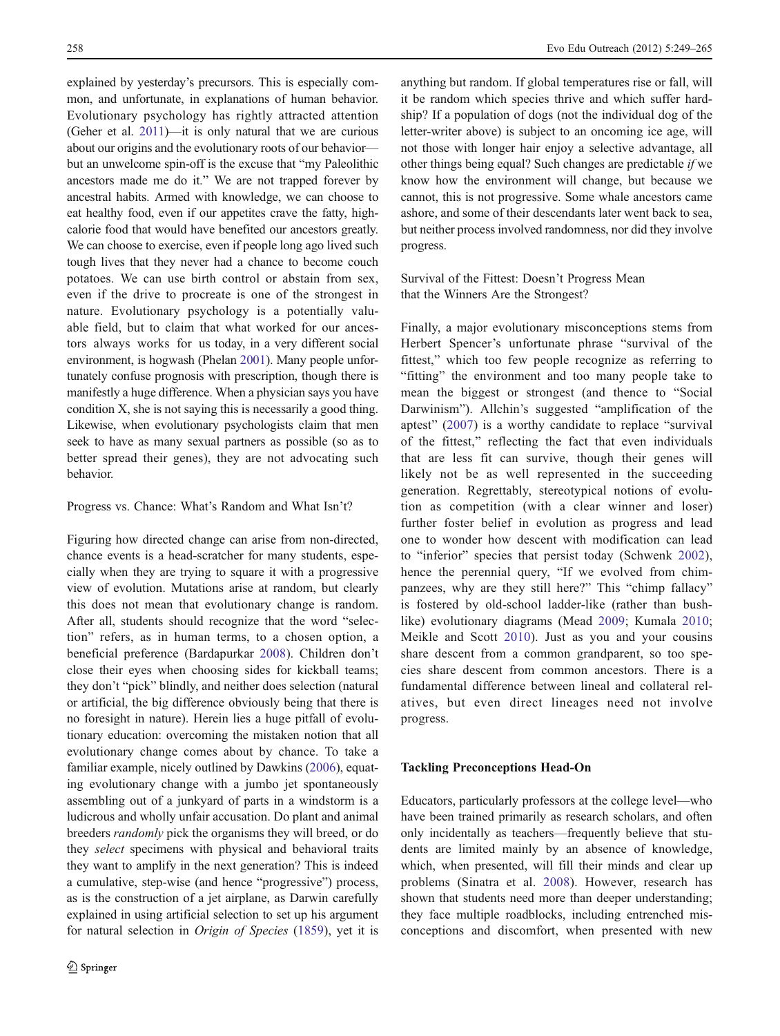explained by yesterday's precursors. This is especially common, and unfortunate, in explanations of human behavior. Evolutionary psychology has rightly attracted attention (Geher et al. 2011)—it is only natural that we are curious about our origins and the evolutionary roots of our behavior—but an unwelcome spin-off is the excuse that "my Paleolithic ancestors made me do it." We are not trapped forever by ancestral habits. Armed with knowledge, we can choose to eat healthy food, even if our appetites crave the fatty, high-calorie food that would have benefited our ancestors greatly. We can choose to exercise, even if people long ago lived such tough lives that they never had a chance to become couch potatoes. We can use birth control or abstain from sex, even if the drive to procreate is one of the strongest in nature. Evolutionary psychology is a potentially valuable field, but to claim that what worked for our ancestors always works for us today, in a very different social environment, is hogwash (Phelan 2001). Many people unfortunately confuse prognosis with prescription, though there is manifestly a huge difference. When a physician says you have condition X, she is not saying this is necessarily a good thing. Likewise, when evolutionary psychologists claim that men seek to have as many sexual partners as possible (so as to better spread their genes), they are not advocating such behavior.

Progress vs. Chance: What's Random and What Isn't?

Figuring how directed change can arise from non-directed, chance events is a head-scratcher for many students, especially when they are trying to square it with a progressive view of evolution. Mutations arise at random, but clearly this does not mean that evolutionary change is random. After all, students should recognize that the word "selection" refers, as in human terms, to a chosen option, a beneficial preference (Bardapurkar 2008). Children don't close their eyes when choosing sides for kickball teams; they don't "pick" blindly, and neither does selection (natural or artificial, the big difference obviously being that there is no foresight in nature). Herein lies a huge pitfall of evolutionary education: overcoming the mistaken notion that all evolutionary change comes about by chance. To take a familiar example, nicely outlined by Dawkins (2006), equating evolutionary change with a jumbo jet spontaneously assembling out of a junkyard of parts in a windstorm is a ludicrous and wholly unfair accusation. Do plant and animal breeders *randomly* pick the organisms they will breed, or do they *select* specimens with physical and behavioral traits they want to amplify in the next generation? This is indeed a cumulative, step-wise (and hence "progressive") process, as is the construction of a jet airplane, as Darwin carefully explained in using artificial selection to set up his argument for natural selection in *Origin of Species* (1859), yet it is anything but random. If global temperatures rise or fall, will it be random which species thrive and which suffer hardship? If a population of dogs (not the individual dog of the letter-writer above) is subject to an oncoming ice age, will not those with longer hair enjoy a selective advantage, all other things being equal? Such changes are predictable *if* we know how the environment will change, but because we cannot, this is not progressive. Some whale ancestors came ashore, and some of their descendants later went back to sea, but neither process involved randomness, nor did they involve progress.

Survival of the Fittest: Doesn't Progress Mean that the Winners Are the Strongest?

Finally, a major evolutionary misconceptions stems from Herbert Spencer's unfortunate phrase "survival of the fittest," which too few people recognize as referring to "fitting" the environment and too many people take to mean the biggest or strongest (and thence to "Social Darwinism"). Allchin's suggested "amplification of the aptest" (2007) is a worthy candidate to replace "survival of the fittest," reflecting the fact that even individuals that are less fit can survive, though their genes will likely not be as well represented in the succeeding generation. Regrettably, stereotypical notions of evolution as competition (with a clear winner and loser) further foster belief in evolution as progress and lead one to wonder how descent with modification can lead to "inferior" species that persist today (Schwenk 2002), hence the perennial query, "If we evolved from chimpanzees, why are they still here?" This "chimp fallacy" is fostered by old-school ladder-like (rather than bush-like) evolutionary diagrams (Mead 2009; Kumala 2010; Meikle and Scott 2010). Just as you and your cousins share descent from a common grandparent, so too species share descent from common ancestors. There is a fundamental difference between lineal and collateral relatives, but even direct lineages need not involve progress.

## Tackling Preconceptions Head-On

Educators, particularly professors at the college level—who have been trained primarily as research scholars, and often only incidentally as teachers—frequently believe that students are limited mainly by an absence of knowledge, which, when presented, will fill their minds and clear up problems (Sinatra et al. 2008). However, research has shown that students need more than deeper understanding; they face multiple roadblocks, including entrenched misconceptions and discomfort, when presented with new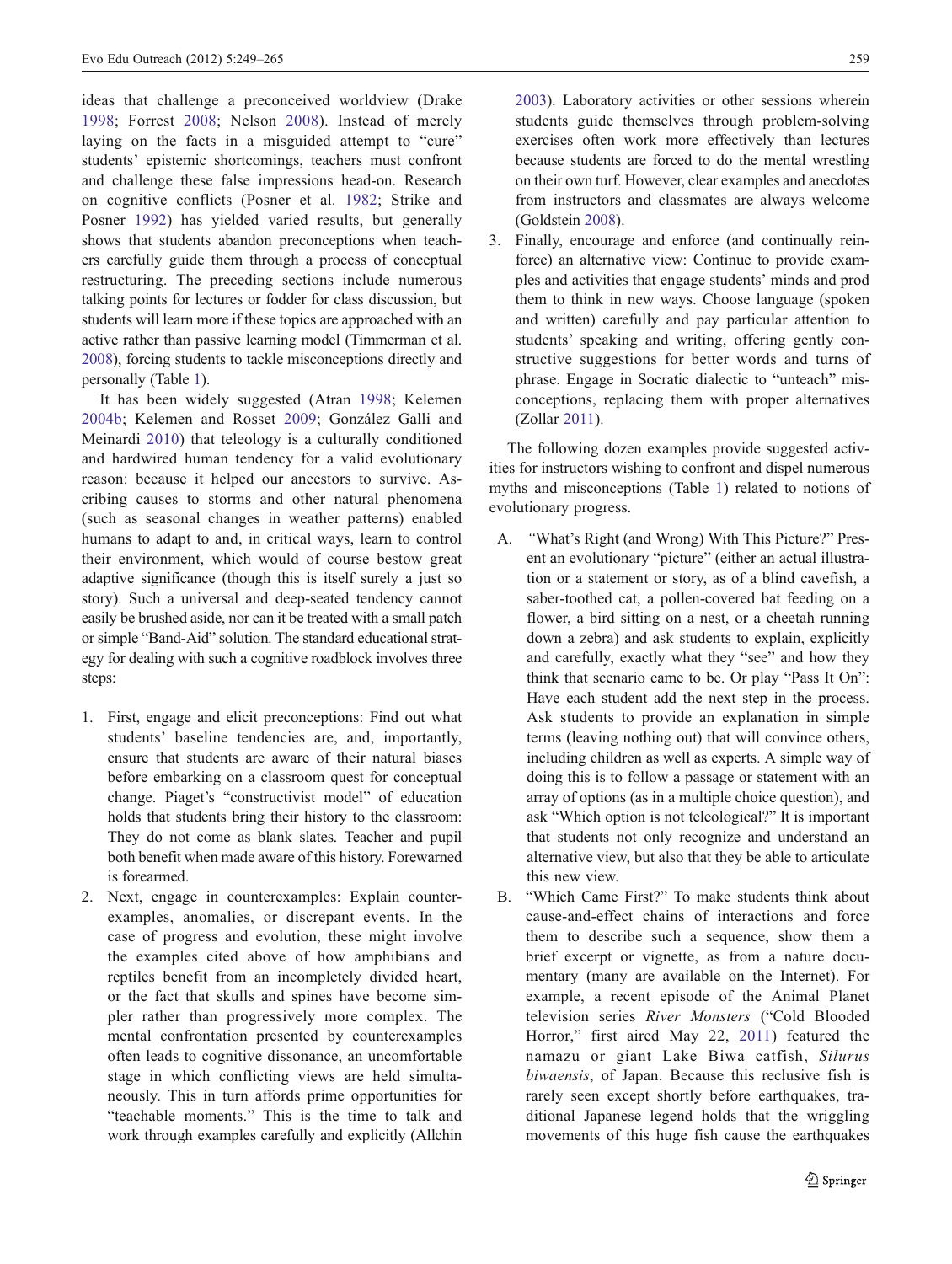ideas that challenge a preconceived worldview (Drake 1998; Forrest 2008; Nelson 2008). Instead of merely laying on the facts in a misguided attempt to "cure" students' epistemic shortcomings, teachers must confront and challenge these false impressions head-on. Research on cognitive conflicts (Posner et al. 1982; Strike and Posner 1992) has yielded varied results, but generally shows that students abandon preconceptions when teachers carefully guide them through a process of conceptual restructuring. The preceding sections include numerous talking points for lectures or fodder for class discussion, but students will learn more if these topics are approached with an active rather than passive learning model (Timmerman et al. 2008), forcing students to tackle misconceptions directly and personally (Table 1).

It has been widely suggested (Atran 1998; Kelemen 2004b; Kelemen and Rosset 2009; González Galli and Meinardi 2010) that teleology is a culturally conditioned and hardwired human tendency for a valid evolutionary reason: because it helped our ancestors to survive. Ascribing causes to storms and other natural phenomena (such as seasonal changes in weather patterns) enabled humans to adapt to and, in critical ways, learn to control their environment, which would of course bestow great adaptive significance (though this is itself surely a just so story). Such a universal and deep-seated tendency cannot easily be brushed aside, nor can it be treated with a small patch or simple "Band-Aid" solution. The standard educational strategy for dealing with such a cognitive roadblock involves three steps:

1. First, engage and elicit preconceptions: Find out what students' baseline tendencies are, and, importantly, ensure that students are aware of their natural biases before embarking on a classroom quest for conceptual change. Piaget's "constructivist model" of education holds that students bring their history to the classroom: They do not come as blank slates. Teacher and pupil both benefit when made aware of this history. Forewarned is forearmed.
2. Next, engage in counterexamples: Explain counterexamples, anomalies, or discrepant events. In the case of progress and evolution, these might involve the examples cited above of how amphibians and reptiles benefit from an incompletely divided heart, or the fact that skulls and spines have become simpler rather than progressively more complex. The mental confrontation presented by counterexamples often leads to cognitive dissonance, an uncomfortable stage in which conflicting views are held simultaneously. This in turn affords prime opportunities for "teachable moments." This is the time to talk and work through examples carefully and explicitly (Allchin 2003). Laboratory activities or other sessions wherein students guide themselves through problem-solving exercises often work more effectively than lectures because students are forced to do the mental wrestling on their own turf. However, clear examples and anecdotes from instructors and classmates are always welcome (Goldstein 2008).
3. Finally, encourage and enforce (and continually reinforce) an alternative view: Continue to provide examples and activities that engage students' minds and prod them to think in new ways. Choose language (spoken and written) carefully and pay particular attention to students' speaking and writing, offering gently constructive suggestions for better words and turns of phrase. Engage in Socratic dialectic to "unteach" misconceptions, replacing them with proper alternatives (Zollar 2011).

The following dozen examples provide suggested activities for instructors wishing to confront and dispel numerous myths and misconceptions (Table 1) related to notions of evolutionary progress.

A. *"*What's Right (and Wrong) With This Picture?" Present an evolutionary "picture" (either an actual illustration or a statement or story, as of a blind cavefish, a saber-toothed cat, a pollen-covered bat feeding on a flower, a bird sitting on a nest, or a cheetah running down a zebra) and ask students to explain, explicitly and carefully, exactly what they "see" and how they think that scenario came to be. Or play "Pass It On": Have each student add the next step in the process. Ask students to provide an explanation in simple terms (leaving nothing out) that will convince others, including children as well as experts. A simple way of doing this is to follow a passage or statement with an array of options (as in a multiple choice question), and ask "Which option is not teleological?" It is important that students not only recognize and understand an alternative view, but also that they be able to articulate this new view.
B. "Which Came First?" To make students think about cause-and-effect chains of interactions and force them to describe such a sequence, show them a brief excerpt or vignette, as from a nature documentary (many are available on the Internet). For example, a recent episode of the Animal Planet television series *River Monsters* ("Cold Blooded Horror," first aired May 22, 2011) featured the namazu or giant Lake Biwa catfish, *Silurus biwaensis*, of Japan. Because this reclusive fish is rarely seen except shortly before earthquakes, traditional Japanese legend holds that the wriggling movements of this huge fish cause the earthquakes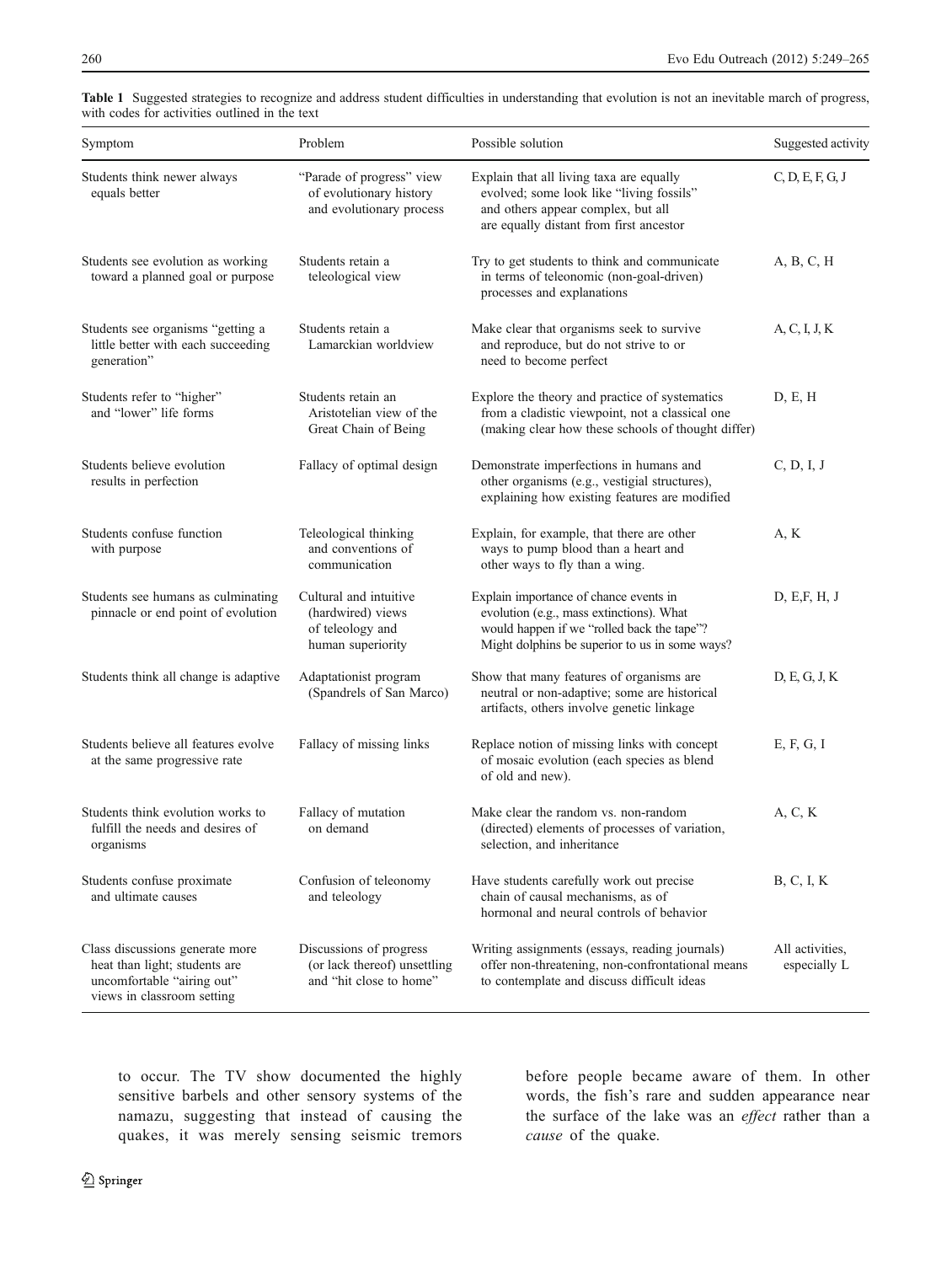**Table 1** Suggested strategies to recognize and address student difficulties in understanding that evolution is not an inevitable march of progress, with codes for activities outlined in the text

| Symptom | Problem | Possible solution | Suggested activity |
|---|---|---|---|
| Students think newer always equals better | "Parade of progress" view of evolutionary history and evolutionary process | Explain that all living taxa are equally evolved; some look like "living fossils" and others appear complex, but all are equally distant from first ancestor | C, D, E, F, G, J |
| Students see evolution as working toward a planned goal or purpose | Students retain a teleological view | Try to get students to think and communicate in terms of teleonomic (non-goal-driven) processes and explanations | A, B, C, H |
| Students see organisms "getting a little better with each succeeding generation" | Students retain a Lamarckian worldview | Make clear that organisms seek to survive and reproduce, but do not strive to or need to become perfect | A, C, I, J, K |
| Students refer to "higher" and "lower" life forms | Students retain an Aristotelian view of the Great Chain of Being | Explore the theory and practice of systematics from a cladistic viewpoint, not a classical one (making clear how these schools of thought differ) | D, E, H |
| Students believe evolution results in perfection | Fallacy of optimal design | Demonstrate imperfections in humans and other organisms (e.g., vestigial structures), explaining how existing features are modified | C, D, I, J |
| Students confuse function with purpose | Teleological thinking and conventions of communication | Explain, for example, that there are other ways to pump blood than a heart and other ways to fly than a wing. | A, K |
| Students see humans as culminating pinnacle or end point of evolution | Cultural and intuitive (hardwired) views of teleology and human superiority | Explain importance of chance events in evolution (e.g., mass extinctions). What would happen if we "rolled back the tape"? Might dolphins be superior to us in some ways? | D, E,F, H, J |
| Students think all change is adaptive | Adaptationist program (Spandrels of San Marco) | Show that many features of organisms are neutral or non-adaptive; some are historical artifacts, others involve genetic linkage | D, E, G, J, K |
| Students believe all features evolve at the same progressive rate | Fallacy of missing links | Replace notion of missing links with concept of mosaic evolution (each species as blend of old and new). | E, F, G, I |
| Students think evolution works to fulfill the needs and desires of organisms | Fallacy of mutation on demand | Make clear the random vs. non-random (directed) elements of processes of variation, selection, and inheritance | A, C, K |
| Students confuse proximate and ultimate causes | Confusion of teleonomy and teleology | Have students carefully work out precise chain of causal mechanisms, as of hormonal and neural controls of behavior | B, C, I, K |
| Class discussions generate more heat than light; students are uncomfortable "airing out" views in classroom setting | Discussions of progress (or lack thereof) unsettling and "hit close to home" | Writing assignments (essays, reading journals) offer non-threatening, non-confrontational means to contemplate and discuss difficult ideas | All activities, especially L |

to occur. The TV show documented the highly sensitive barbels and other sensory systems of the namazu, suggesting that instead of causing the quakes, it was merely sensing seismic tremors before people became aware of them. In other words, the fish's rare and sudden appearance near the surface of the lake was an *effect* rather than a *cause* of the quake.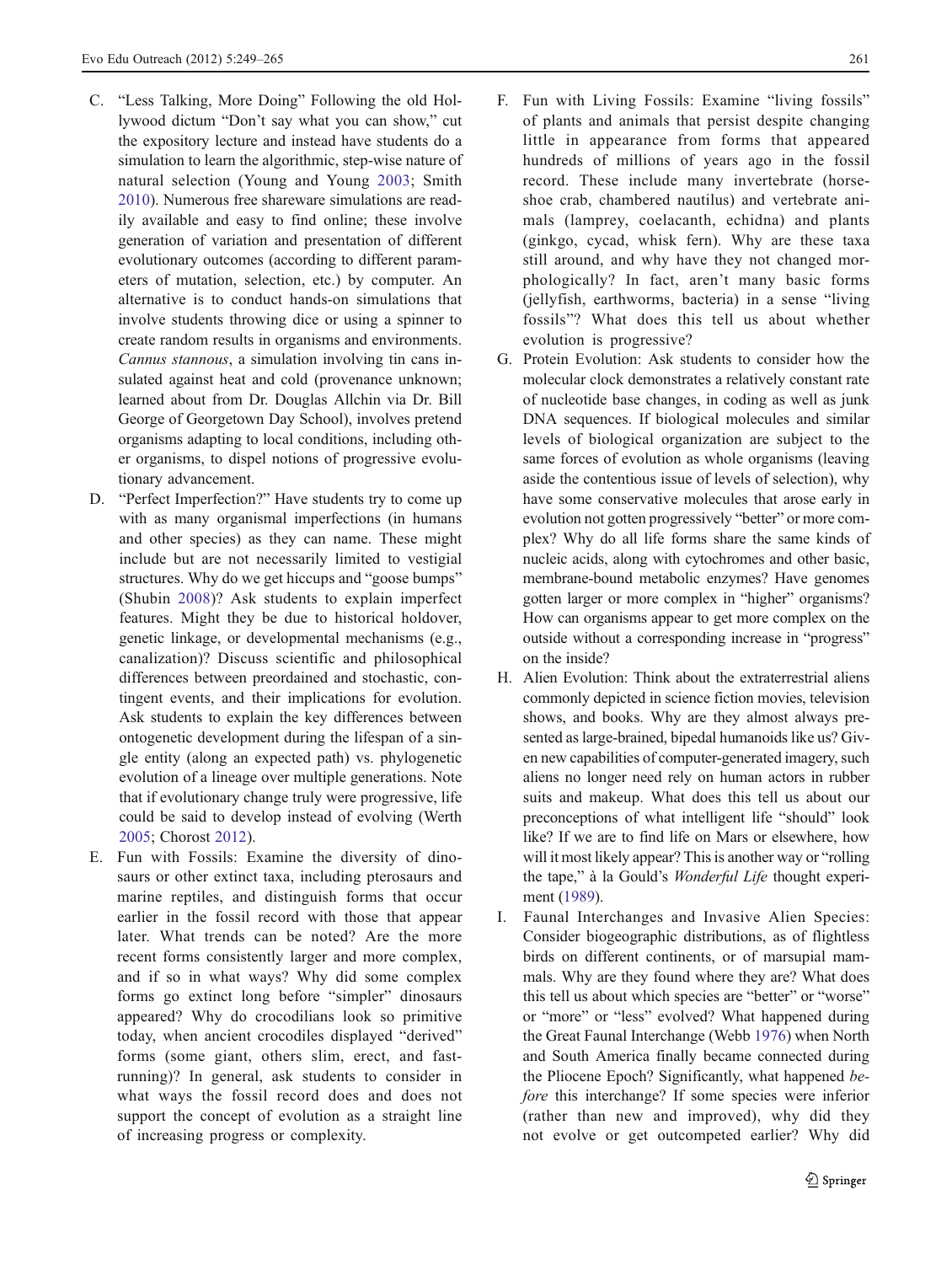C. "Less Talking, More Doing" Following the old Hollywood dictum "Don't say what you can show," cut the expository lecture and instead have students do a simulation to learn the algorithmic, step-wise nature of natural selection (Young and Young 2003; Smith 2010). Numerous free shareware simulations are readily available and easy to find online; these involve generation of variation and presentation of different evolutionary outcomes (according to different parameters of mutation, selection, etc.) by computer. An alternative is to conduct hands-on simulations that involve students throwing dice or using a spinner to create random results in organisms and environments. *Cannus stannous*, a simulation involving tin cans insulated against heat and cold (provenance unknown; learned about from Dr. Douglas Allchin via Dr. Bill George of Georgetown Day School), involves pretend organisms adapting to local conditions, including other organisms, to dispel notions of progressive evolutionary advancement.

D. "Perfect Imperfection?" Have students try to come up with as many organismal imperfections (in humans and other species) as they can name. These might include but are not necessarily limited to vestigial structures. Why do we get hiccups and "goose bumps" (Shubin 2008)? Ask students to explain imperfect features. Might they be due to historical holdover, genetic linkage, or developmental mechanisms (e.g., canalization)? Discuss scientific and philosophical differences between preordained and stochastic, contingent events, and their implications for evolution. Ask students to explain the key differences between ontogenetic development during the lifespan of a single entity (along an expected path) vs. phylogenetic evolution of a lineage over multiple generations. Note that if evolutionary change truly were progressive, life could be said to develop instead of evolving (Werth 2005; Chorost 2012).

E. Fun with Fossils: Examine the diversity of dinosaurs or other extinct taxa, including pterosaurs and marine reptiles, and distinguish forms that occur earlier in the fossil record with those that appear later. What trends can be noted? Are the more recent forms consistently larger and more complex, and if so in what ways? Why did some complex forms go extinct long before "simpler" dinosaurs appeared? Why do crocodilians look so primitive today, when ancient crocodiles displayed "derived" forms (some giant, others slim, erect, and fast-running)? In general, ask students to consider in what ways the fossil record does and does not support the concept of evolution as a straight line of increasing progress or complexity.

F. Fun with Living Fossils: Examine "living fossils" of plants and animals that persist despite changing little in appearance from forms that appeared hundreds of millions of years ago in the fossil record. These include many invertebrate (horseshoe crab, chambered nautilus) and vertebrate animals (lamprey, coelacanth, echidna) and plants (ginkgo, cycad, whisk fern). Why are these taxa still around, and why have they not changed morphologically? In fact, aren't many basic forms (jellyfish, earthworms, bacteria) in a sense "living fossils"? What does this tell us about whether evolution is progressive?

G. Protein Evolution: Ask students to consider how the molecular clock demonstrates a relatively constant rate of nucleotide base changes, in coding as well as junk DNA sequences. If biological molecules and similar levels of biological organization are subject to the same forces of evolution as whole organisms (leaving aside the contentious issue of levels of selection), why have some conservative molecules that arose early in evolution not gotten progressively "better" or more complex? Why do all life forms share the same kinds of nucleic acids, along with cytochromes and other basic, membrane-bound metabolic enzymes? Have genomes gotten larger or more complex in "higher" organisms? How can organisms appear to get more complex on the outside without a corresponding increase in "progress" on the inside?

H. Alien Evolution: Think about the extraterrestrial aliens commonly depicted in science fiction movies, television shows, and books. Why are they almost always presented as large-brained, bipedal humanoids like us? Given new capabilities of computer-generated imagery, such aliens no longer need rely on human actors in rubber suits and makeup. What does this tell us about our preconceptions of what intelligent life "should" look like? If we are to find life on Mars or elsewhere, how will it most likely appear? This is another way or "rolling the tape," à la Gould's *Wonderful Life* thought experiment (1989).

I. Faunal Interchanges and Invasive Alien Species: Consider biogeographic distributions, as of flightless birds on different continents, or of marsupial mammals. Why are they found where they are? What does this tell us about which species are "better" or "worse" or "more" or "less" evolved? What happened during the Great Faunal Interchange (Webb 1976) when North and South America finally became connected during the Pliocene Epoch? Significantly, what happened *before* this interchange? If some species were inferior (rather than new and improved), why did they not evolve or get outcompeted earlier? Why did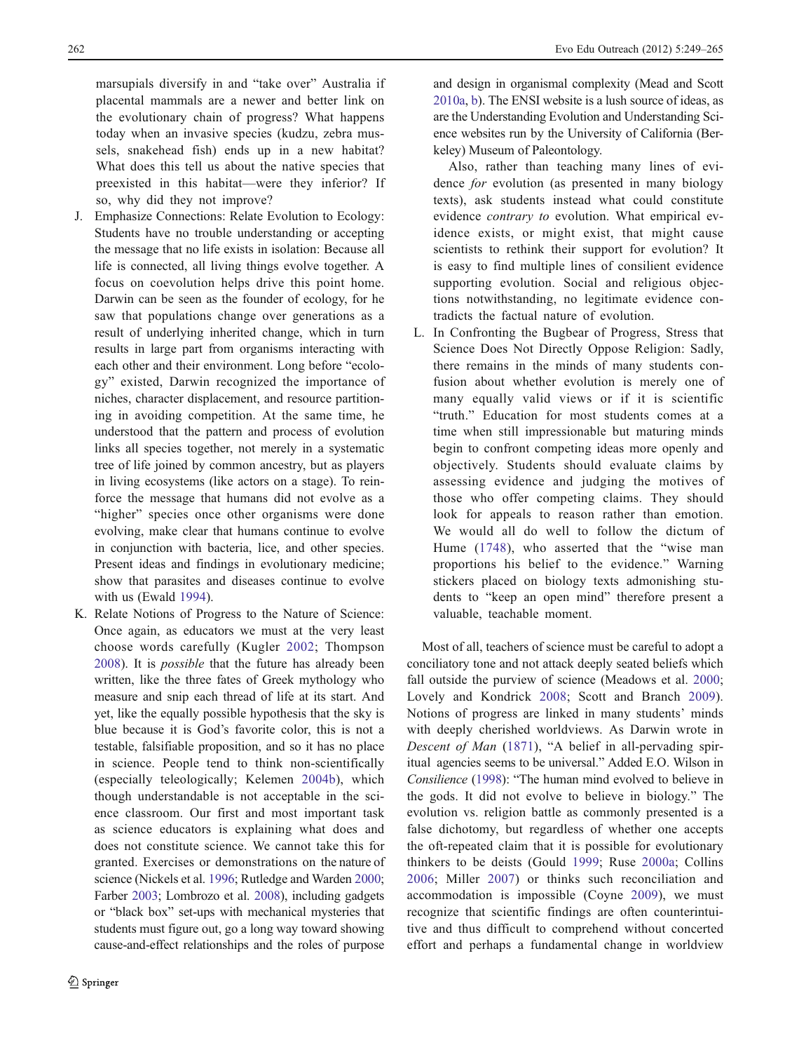marsupials diversify in and "take over" Australia if placental mammals are a newer and better link on the evolutionary chain of progress? What happens today when an invasive species (kudzu, zebra mussels, snakehead fish) ends up in a new habitat? What does this tell us about the native species that preexisted in this habitat—were they inferior? If so, why did they not improve?

J. Emphasize Connections: Relate Evolution to Ecology: Students have no trouble understanding or accepting the message that no life exists in isolation: Because all life is connected, all living things evolve together. A focus on coevolution helps drive this point home. Darwin can be seen as the founder of ecology, for he saw that populations change over generations as a result of underlying inherited change, which in turn results in large part from organisms interacting with each other and their environment. Long before "ecology" existed, Darwin recognized the importance of niches, character displacement, and resource partitioning in avoiding competition. At the same time, he understood that the pattern and process of evolution links all species together, not merely in a systematic tree of life joined by common ancestry, but as players in living ecosystems (like actors on a stage). To reinforce the message that humans did not evolve as a "higher" species once other organisms were done evolving, make clear that humans continue to evolve in conjunction with bacteria, lice, and other species. Present ideas and findings in evolutionary medicine; show that parasites and diseases continue to evolve with us (Ewald 1994).

K. Relate Notions of Progress to the Nature of Science: Once again, as educators we must at the very least choose words carefully (Kugler 2002; Thompson 2008). It is *possible* that the future has already been written, like the three fates of Greek mythology who measure and snip each thread of life at its start. And yet, like the equally possible hypothesis that the sky is blue because it is God's favorite color, this is not a testable, falsifiable proposition, and so it has no place in science. People tend to think non-scientifically (especially teleologically; Kelemen 2004b), which though understandable is not acceptable in the science classroom. Our first and most important task as science educators is explaining what does and does not constitute science. We cannot take this for granted. Exercises or demonstrations on the nature of science (Nickels et al. 1996; Rutledge and Warden 2000; Farber 2003; Lombrozo et al. 2008), including gadgets or "black box" set-ups with mechanical mysteries that students must figure out, go a long way toward showing cause-and-effect relationships and the roles of purpose and design in organismal complexity (Mead and Scott 2010a, b). The ENSI website is a lush source of ideas, as are the Understanding Evolution and Understanding Science websites run by the University of California (Berkeley) Museum of Paleontology.

   Also, rather than teaching many lines of evidence *for* evolution (as presented in many biology texts), ask students instead what could constitute evidence *contrary to* evolution. What empirical evidence exists, or might exist, that might cause scientists to rethink their support for evolution? It is easy to find multiple lines of consilient evidence supporting evolution. Social and religious objections notwithstanding, no legitimate evidence contradicts the factual nature of evolution.

L. In Confronting the Bugbear of Progress, Stress that Science Does Not Directly Oppose Religion: Sadly, there remains in the minds of many students confusion about whether evolution is merely one of many equally valid views or if it is scientific "truth." Education for most students comes at a time when still impressionable but maturing minds begin to confront competing ideas more openly and objectively. Students should evaluate claims by assessing evidence and judging the motives of those who offer competing claims. They should look for appeals to reason rather than emotion. We would all do well to follow the dictum of Hume (1748), who asserted that the "wise man proportions his belief to the evidence." Warning stickers placed on biology texts admonishing students to "keep an open mind" therefore present a valuable, teachable moment.

Most of all, teachers of science must be careful to adopt a conciliatory tone and not attack deeply seated beliefs which fall outside the purview of science (Meadows et al. 2000; Lovely and Kondrick 2008; Scott and Branch 2009). Notions of progress are linked in many students' minds with deeply cherished worldviews. As Darwin wrote in *Descent of Man* (1871), "A belief in all-pervading spiritual agencies seems to be universal." Added E.O. Wilson in *Consilience* (1998): "The human mind evolved to believe in the gods. It did not evolve to believe in biology." The evolution vs. religion battle as commonly presented is a false dichotomy, but regardless of whether one accepts the oft-repeated claim that it is possible for evolutionary thinkers to be deists (Gould 1999; Ruse 2000a; Collins 2006; Miller 2007) or thinks such reconciliation and accommodation is impossible (Coyne 2009), we must recognize that scientific findings are often counterintuitive and thus difficult to comprehend without concerted effort and perhaps a fundamental change in worldview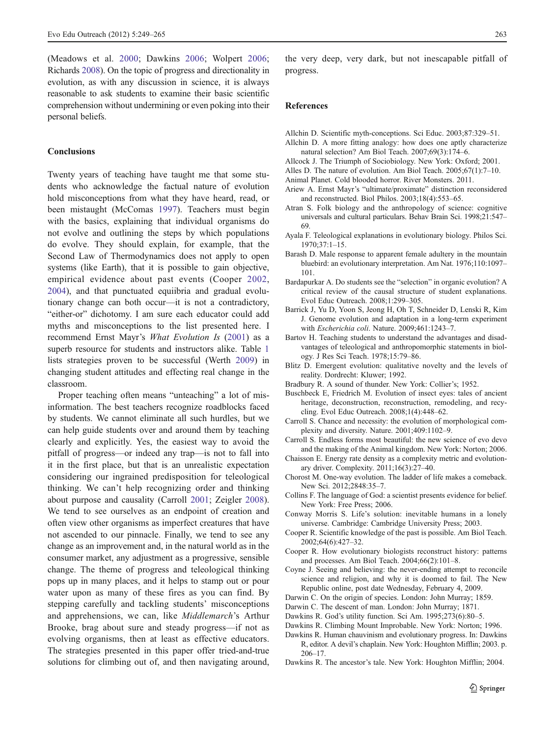(Meadows et al. 2000; Dawkins 2006; Wolpert 2006; Richards 2008). On the topic of progress and directionality in evolution, as with any discussion in science, it is always reasonable to ask students to examine their basic scientific comprehension without undermining or even poking into their personal beliefs.

## Conclusions

Twenty years of teaching have taught me that some students who acknowledge the factual nature of evolution hold misconceptions from what they have heard, read, or been mistaught (McComas 1997). Teachers must begin with the basics, explaining that individual organisms do not evolve and outlining the steps by which populations do evolve. They should explain, for example, that the Second Law of Thermodynamics does not apply to open systems (like Earth), that it is possible to gain objective, empirical evidence about past events (Cooper 2002, 2004), and that punctuated equiibria and gradual evolutionary change can both occur—it is not a contradictory, "either-or" dichotomy. I am sure each educator could add myths and misconceptions to the list presented here. I recommend Ernst Mayr's *What Evolution Is* (2001) as a superb resource for students and instructors alike. Table 1 lists strategies proven to be successful (Werth 2009) in changing student attitudes and effecting real change in the classroom.

Proper teaching often means "unteaching" a lot of misinformation. The best teachers recognize roadblocks faced by students. We cannot eliminate all such hurdles, but we can help guide students over and around them by teaching clearly and explicitly. Yes, the easiest way to avoid the pitfall of progress—or indeed any trap—is not to fall into it in the first place, but that is an unrealistic expectation considering our ingrained predisposition for teleological thinking. We can't help recognizing order and thinking about purpose and causality (Carroll 2001; Zeigler 2008). We tend to see ourselves as an endpoint of creation and often view other organisms as imperfect creatures that have not ascended to our pinnacle. Finally, we tend to see any change as an improvement and, in the natural world as in the consumer market, any adjustment as a progressive, sensible change. The theme of progress and teleological thinking pops up in many places, and it helps to stamp out or pour water upon as many of these fires as you can find. By stepping carefully and tackling students' misconceptions and apprehensions, we can, like *Middlemarch*'s Arthur Brooke, brag about sure and steady progress—if not as evolving organisms, then at least as effective educators. The strategies presented in this paper offer tried-and-true solutions for climbing out of, and then navigating around, the very deep, very dark, but not inescapable pitfall of progress.

## References

Allchin D. Scientific myth-conceptions. Sci Educ. 2003;87:329–51.

Allchin D. A more fitting analogy: how does one aptly characterize natural selection? Am Biol Teach. 2007;69(3):174–6.

Allcock J. The Triumph of Sociobiology. New York: Oxford; 2001.

Alles D. The nature of evolution. Am Biol Teach. 2005;67(1):7–10.

Animal Planet. Cold blooded horror. River Monsters. 2011.

Ariew A. Ernst Mayr's "ultimate/proximate" distinction reconsidered and reconstructed. Biol Philos. 2003;18(4):553–65.

Atran S. Folk biology and the anthropology of science: cognitive universals and cultural particulars. Behav Brain Sci. 1998;21:547–69.

Ayala F. Teleological explanations in evolutionary biology. Philos Sci. 1970;37:1–15.

Barash D. Male response to apparent female adultery in the mountain bluebird: an evolutionary interpretation. Am Nat. 1976;110:1097–101.

Bardapurkar A. Do students see the "selection" in organic evolution? A critical review of the causal structure of student explanations. Evol Educ Outreach. 2008;1:299–305.

Barrick J, Yu D, Yoon S, Jeong H, Oh T, Schneider D, Lenski R, Kim J. Genome evolution and adaptation in a long-term experiment with *Escherichia coli*. Nature. 2009;461:1243–7.

Bartov H. Teaching students to understand the advantages and disadvantages of teleological and anthropomorphic statements in biology. J Res Sci Teach. 1978;15:79–86.

Blitz D. Emergent evolution: qualitative novelty and the levels of reality. Dordrecht: Kluwer; 1992.

Bradbury R. A sound of thunder. New York: Collier's; 1952.

Buschbeck E, Friedrich M. Evolution of insect eyes: tales of ancient heritage, deconstruction, reconstruction, remodeling, and recycling. Evol Educ Outreach. 2008;1(4):448–62.

Carroll S. Chance and necessity: the evolution of morphological complexity and diversity. Nature. 2001;409:1102–9.

Carroll S. Endless forms most beautiful: the new science of evo devo and the making of the Animal kingdom. New York: Norton; 2006.

Chaisson E. Energy rate density as a complexity metric and evolutionary driver. Complexity. 2011;16(3):27–40.

Chorost M. One-way evolution. The ladder of life makes a comeback. New Sci. 2012;2848:35–7.

Collins F. The language of God: a scientist presents evidence for belief. New York: Free Press; 2006.

Conway Morris S. Life's solution: inevitable humans in a lonely universe. Cambridge: Cambridge University Press; 2003.

Cooper R. Scientific knowledge of the past is possible. Am Biol Teach. 2002;64(6):427–32.

Cooper R. How evolutionary biologists reconstruct history: patterns and processes. Am Biol Teach. 2004;66(2):101–8.

Coyne J. Seeing and believing: the never-ending attempt to reconcile science and religion, and why it is doomed to fail. The New Republic online, post date Wednesday, February 4, 2009.

Darwin C. On the origin of species. London: John Murray; 1859.

Darwin C. The descent of man. London: John Murray; 1871.

Dawkins R. God's utility function. Sci Am. 1995;273(6):80–5.

Dawkins R. Climbing Mount Improbable. New York: Norton; 1996.

Dawkins R. Human chauvinism and evolutionary progress. In: Dawkins R, editor. A devil's chaplain. New York: Houghton Mifflin; 2003. p. 206–17.

Dawkins R. The ancestor's tale. New York: Houghton Mifflin; 2004.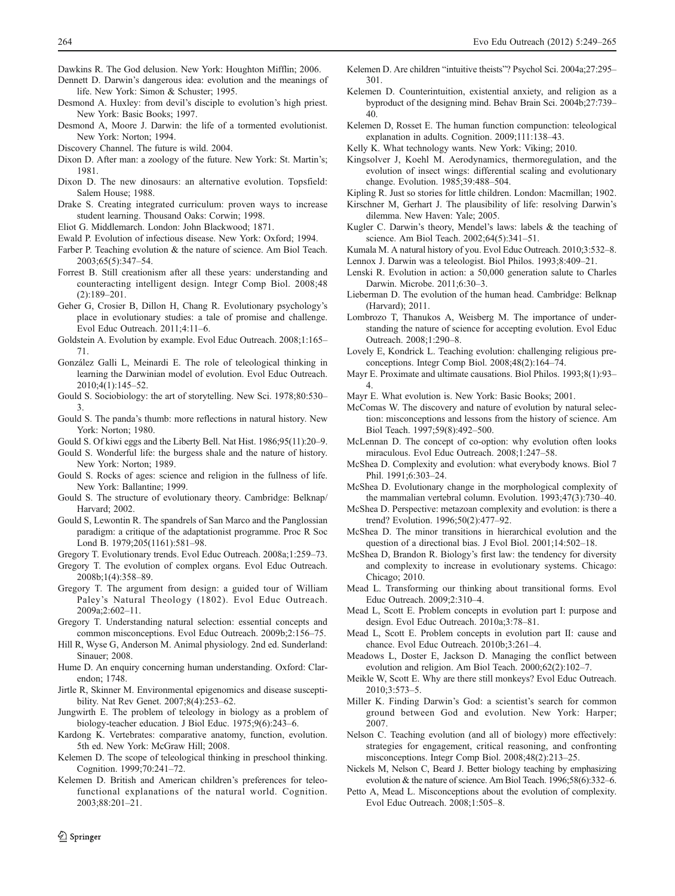Dawkins R. The God delusion. New York: Houghton Mifflin; 2006.

Dennett D. Darwin's dangerous idea: evolution and the meanings of life. New York: Simon & Schuster; 1995.

Desmond A. Huxley: from devil's disciple to evolution's high priest. New York: Basic Books; 1997.

Desmond A, Moore J. Darwin: the life of a tormented evolutionist. New York: Norton; 1994.

Discovery Channel. The future is wild. 2004.

Dixon D. After man: a zoology of the future. New York: St. Martin's; 1981.

Dixon D. The new dinosaurs: an alternative evolution. Topsfield: Salem House; 1988.

Drake S. Creating integrated curriculum: proven ways to increase student learning. Thousand Oaks: Corwin; 1998.

Eliot G. Middlemarch. London: John Blackwood; 1871.

Ewald P. Evolution of infectious disease. New York: Oxford; 1994.

Farber P. Teaching evolution & the nature of science. Am Biol Teach. 2003;65(5):347–54.

Forrest B. Still creationism after all these years: understanding and counteracting intelligent design. Integr Comp Biol. 2008;48 (2):189–201.

Geher G, Crosier B, Dillon H, Chang R. Evolutionary psychology's place in evolutionary studies: a tale of promise and challenge. Evol Educ Outreach. 2011;4:11–6.

Goldstein A. Evolution by example. Evol Educ Outreach. 2008;1:165–71.

González Galli L, Meinardi E. The role of teleological thinking in learning the Darwinian model of evolution. Evol Educ Outreach. 2010;4(1):145–52.

Gould S. Sociobiology: the art of storytelling. New Sci. 1978;80:530–3.

Gould S. The panda's thumb: more reflections in natural history. New York: Norton; 1980.

Gould S. Of kiwi eggs and the Liberty Bell. Nat Hist. 1986;95(11):20–9.

Gould S. Wonderful life: the burgess shale and the nature of history. New York: Norton; 1989.

Gould S. Rocks of ages: science and religion in the fullness of life. New York: Ballantine; 1999.

Gould S. The structure of evolutionary theory. Cambridge: Belknap/Harvard; 2002.

Gould S, Lewontin R. The spandrels of San Marco and the Panglossian paradigm: a critique of the adaptationist programme. Proc R Soc Lond B. 1979;205(1161):581–98.

Gregory T. Evolutionary trends. Evol Educ Outreach. 2008a;1:259–73.

Gregory T. The evolution of complex organs. Evol Educ Outreach. 2008b;1(4):358–89.

Gregory T. The argument from design: a guided tour of William Paley's Natural Theology (1802). Evol Educ Outreach. 2009a;2:602–11.

Gregory T. Understanding natural selection: essential concepts and common misconceptions. Evol Educ Outreach. 2009b;2:156–75.

Hill R, Wyse G, Anderson M. Animal physiology. 2nd ed. Sunderland: Sinauer; 2008.

Hume D. An enquiry concerning human understanding. Oxford: Clarendon; 1748.

Jirtle R, Skinner M. Environmental epigenomics and disease susceptibility. Nat Rev Genet. 2007;8(4):253–62.

Jungwirth E. The problem of teleology in biology as a problem of biology-teacher education. J Biol Educ. 1975;9(6):243–6.

Kardong K. Vertebrates: comparative anatomy, function, evolution. 5th ed. New York: McGraw Hill; 2008.

Kelemen D. The scope of teleological thinking in preschool thinking. Cognition. 1999;70:241–72.

Kelemen D. British and American children's preferences for teleo-functional explanations of the natural world. Cognition. 2003;88:201–21.

Kelemen D. Are children "intuitive theists"? Psychol Sci. 2004a;27:295–301.

Kelemen D. Counterintuition, existential anxiety, and religion as a byproduct of the designing mind. Behav Brain Sci. 2004b;27:739–40.

Kelemen D, Rosset E. The human function compunction: teleological explanation in adults. Cognition. 2009;111:138–43.

Kelly K. What technology wants. New York: Viking; 2010.

Kingsolver J, Koehl M. Aerodynamics, thermoregulation, and the evolution of insect wings: differential scaling and evolutionary change. Evolution. 1985;39:488–504.

Kipling R. Just so stories for little children. London: Macmillan; 1902.

Kirschner M, Gerhart J. The plausibility of life: resolving Darwin's dilemma. New Haven: Yale; 2005.

Kugler C. Darwin's theory, Mendel's laws: labels & the teaching of science. Am Biol Teach. 2002;64(5):341–51.

Kumala M. A natural history of you. Evol Educ Outreach. 2010;3:532–8.

Lennox J. Darwin was a teleologist. Biol Philos. 1993;8:409–21.

Lenski R. Evolution in action: a 50,000 generation salute to Charles Darwin. Microbe. 2011;6:30–3.

Lieberman D. The evolution of the human head. Cambridge: Belknap (Harvard); 2011.

Lombrozo T, Thanukos A, Weisberg M. The importance of understanding the nature of science for accepting evolution. Evol Educ Outreach. 2008;1:290–8.

Lovely E, Kondrick L. Teaching evolution: challenging religious preconceptions. Integr Comp Biol. 2008;48(2):164–74.

Mayr E. Proximate and ultimate causations. Biol Philos. 1993;8(1):93–4.

Mayr E. What evolution is. New York: Basic Books; 2001.

McComas W. The discovery and nature of evolution by natural selection: misconceptions and lessons from the history of science. Am Biol Teach. 1997;59(8):492–500.

McLennan D. The concept of co-option: why evolution often looks miraculous. Evol Educ Outreach. 2008;1:247–58.

McShea D. Complexity and evolution: what everybody knows. Biol 7 Phil. 1991;6:303–24.

McShea D. Evolutionary change in the morphological complexity of the mammalian vertebral column. Evolution. 1993;47(3):730–40.

McShea D. Perspective: metazoan complexity and evolution: is there a trend? Evolution. 1996;50(2):477–92.

McShea D. The minor transitions in hierarchical evolution and the question of a directional bias. J Evol Biol. 2001;14:502–18.

McShea D, Brandon R. Biology's first law: the tendency for diversity and complexity to increase in evolutionary systems. Chicago: Chicago; 2010.

Mead L. Transforming our thinking about transitional forms. Evol Educ Outreach. 2009;2:310–4.

Mead L, Scott E. Problem concepts in evolution part I: purpose and design. Evol Educ Outreach. 2010a;3:78–81.

Mead L, Scott E. Problem concepts in evolution part II: cause and chance. Evol Educ Outreach. 2010b;3:261–4.

Meadows L, Doster E, Jackson D. Managing the conflict between evolution and religion. Am Biol Teach. 2000;62(2):102–7.

Meikle W, Scott E. Why are there still monkeys? Evol Educ Outreach. 2010;3:573–5.

Miller K. Finding Darwin's God: a scientist's search for common ground between God and evolution. New York: Harper; 2007.

Nelson C. Teaching evolution (and all of biology) more effectively: strategies for engagement, critical reasoning, and confronting misconceptions. Integr Comp Biol. 2008;48(2):213–25.

Nickels M, Nelson C, Beard J. Better biology teaching by emphasizing evolution & the nature of science. Am Biol Teach. 1996;58(6):332–6.

Petto A, Mead L. Misconceptions about the evolution of complexity. Evol Educ Outreach. 2008;1:505–8.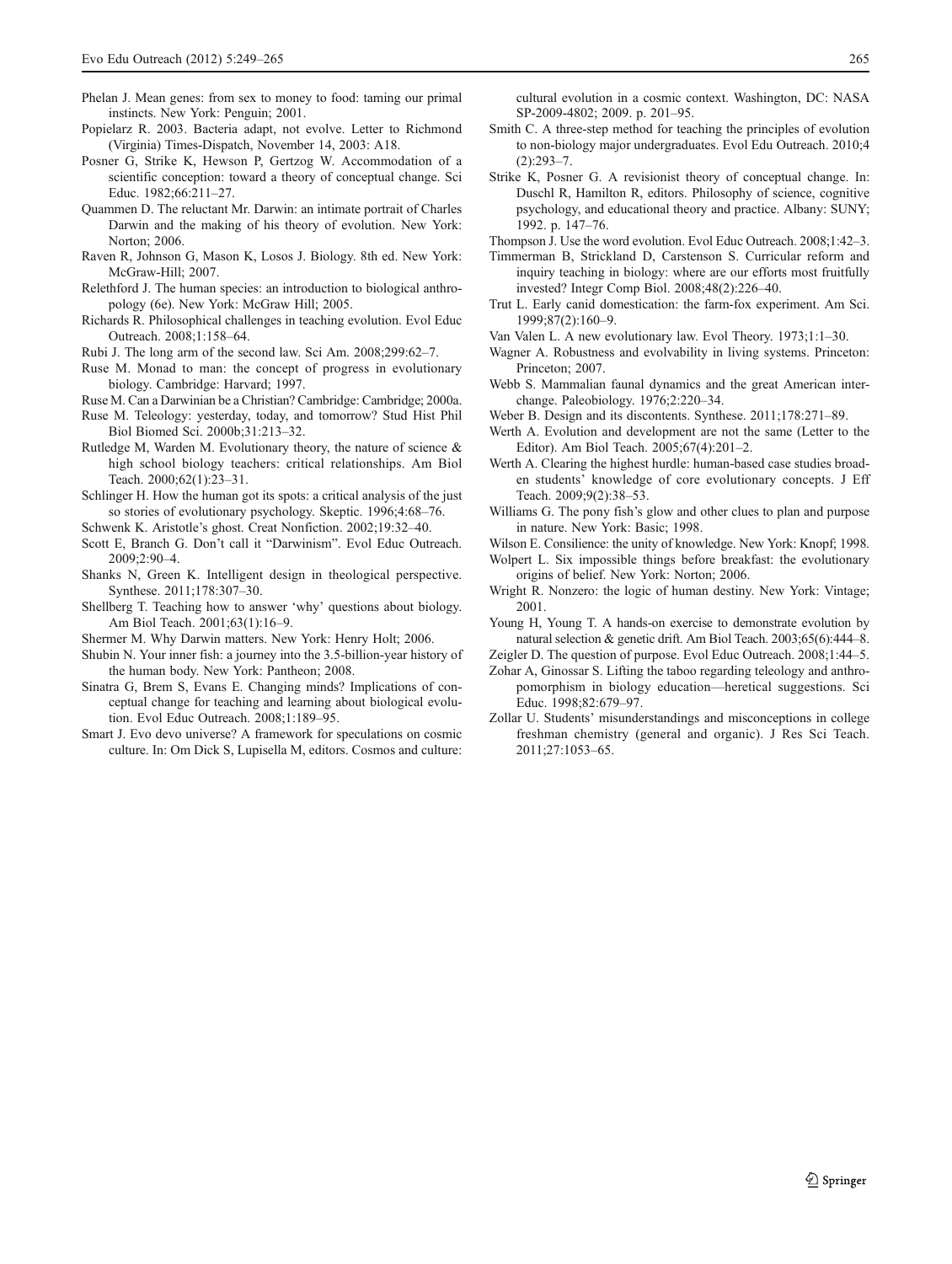Phelan J. Mean genes: from sex to money to food: taming our primal instincts. New York: Penguin; 2001.

Popielarz R. 2003. Bacteria adapt, not evolve. Letter to Richmond (Virginia) Times-Dispatch, November 14, 2003: A18.

Posner G, Strike K, Hewson P, Gertzog W. Accommodation of a scientific conception: toward a theory of conceptual change. Sci Educ. 1982;66:211–27.

Quammen D. The reluctant Mr. Darwin: an intimate portrait of Charles Darwin and the making of his theory of evolution. New York: Norton; 2006.

Raven R, Johnson G, Mason K, Losos J. Biology. 8th ed. New York: McGraw-Hill; 2007.

Relethford J. The human species: an introduction to biological anthropology (6e). New York: McGraw Hill; 2005.

Richards R. Philosophical challenges in teaching evolution. Evol Educ Outreach. 2008;1:158–64.

Rubi J. The long arm of the second law. Sci Am. 2008;299:62–7.

Ruse M. Monad to man: the concept of progress in evolutionary biology. Cambridge: Harvard; 1997.

Ruse M. Can a Darwinian be a Christian? Cambridge: Cambridge; 2000a.

Ruse M. Teleology: yesterday, today, and tomorrow? Stud Hist Phil Biol Biomed Sci. 2000b;31:213–32.

Rutledge M, Warden M. Evolutionary theory, the nature of science & high school biology teachers: critical relationships. Am Biol Teach. 2000;62(1):23–31.

Schlinger H. How the human got its spots: a critical analysis of the just so stories of evolutionary psychology. Skeptic. 1996;4:68–76.

Schwenk K. Aristotle's ghost. Creat Nonfiction. 2002;19:32–40.

Scott E, Branch G. Don't call it "Darwinism". Evol Educ Outreach. 2009;2:90–4.

Shanks N, Green K. Intelligent design in theological perspective. Synthese. 2011;178:307–30.

Shellberg T. Teaching how to answer 'why' questions about biology. Am Biol Teach. 2001;63(1):16–9.

Shermer M. Why Darwin matters. New York: Henry Holt; 2006.

Shubin N. Your inner fish: a journey into the 3.5-billion-year history of the human body. New York: Pantheon; 2008.

Sinatra G, Brem S, Evans E. Changing minds? Implications of conceptual change for teaching and learning about biological evolution. Evol Educ Outreach. 2008;1:189–95.

Smart J. Evo devo universe? A framework for speculations on cosmic culture. In: Om Dick S, Lupisella M, editors. Cosmos and culture: cultural evolution in a cosmic context. Washington, DC: NASA SP-2009-4802; 2009. p. 201–95.

Smith C. A three-step method for teaching the principles of evolution to non-biology major undergraduates. Evol Edu Outreach. 2010;4 (2):293–7.

Strike K, Posner G. A revisionist theory of conceptual change. In: Duschl R, Hamilton R, editors. Philosophy of science, cognitive psychology, and educational theory and practice. Albany: SUNY; 1992. p. 147–76.

Thompson J. Use the word evolution. Evol Educ Outreach. 2008;1:42–3.

Timmerman B, Strickland D, Carstenson S. Curricular reform and inquiry teaching in biology: where are our efforts most fruitfully invested? Integr Comp Biol. 2008;48(2):226–40.

Trut L. Early canid domestication: the farm-fox experiment. Am Sci. 1999;87(2):160–9.

Van Valen L. A new evolutionary law. Evol Theory. 1973;1:1–30.

Wagner A. Robustness and evolvability in living systems. Princeton: Princeton; 2007.

Webb S. Mammalian faunal dynamics and the great American interchange. Paleobiology. 1976;2:220–34.

Weber B. Design and its discontents. Synthese. 2011;178:271–89.

Werth A. Evolution and development are not the same (Letter to the Editor). Am Biol Teach. 2005;67(4):201–2.

Werth A. Clearing the highest hurdle: human-based case studies broaden students' knowledge of core evolutionary concepts. J Eff Teach. 2009;9(2):38–53.

Williams G. The pony fish's glow and other clues to plan and purpose in nature. New York: Basic; 1998.

Wilson E. Consilience: the unity of knowledge. New York: Knopf; 1998.

Wolpert L. Six impossible things before breakfast: the evolutionary origins of belief. New York: Norton; 2006.

Wright R. Nonzero: the logic of human destiny. New York: Vintage; 2001.

Young H, Young T. A hands-on exercise to demonstrate evolution by natural selection & genetic drift. Am Biol Teach. 2003;65(6):444–8.

Zeigler D. The question of purpose. Evol Educ Outreach. 2008;1:44–5.

Zohar A, Ginossar S. Lifting the taboo regarding teleology and anthropomorphism in biology education—heretical suggestions. Sci Educ. 1998;82:679–97.

Zollar U. Students' misunderstandings and misconceptions in college freshman chemistry (general and organic). J Res Sci Teach. 2011;27:1053–65.